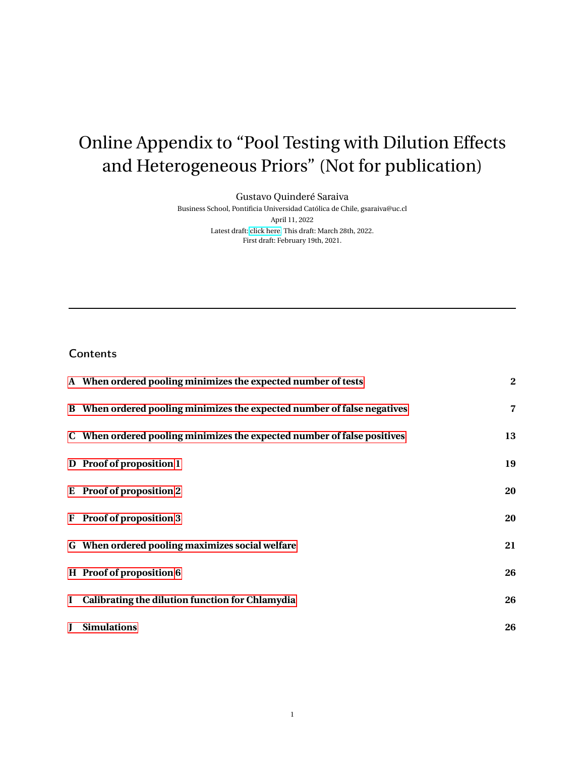# Online Appendix to "Pool Testing with Dilution Effects and Heterogeneous Priors" (Not for publication)

Gustavo Quinderé Saraiva

Business School, Pontificia Universidad Católica de Chile, gsaraiva@uc.cl

April 11, 2022

Latest draft: click here. This draft: March 28th, 2022.

First draft: February 19th, 2021.

---

## Contents

| | |
|---|---|
| **A When ordered pooling minimizes the expected number of tests** | **2** |
| **B When ordered pooling minimizes the expected number of false negatives** | **7** |
| **C When ordered pooling minimizes the expected number of false positives** | **13** |
| **D Proof of proposition 1** | **19** |
| **E Proof of proposition 2** | **20** |
| **F Proof of proposition 3** | **20** |
| **G When ordered pooling maximizes social welfare** | **21** |
| **H Proof of proposition 6** | **26** |
| **I Calibrating the dilution function for Chlamydia** | **26** |
| **J Simulations** | **26** |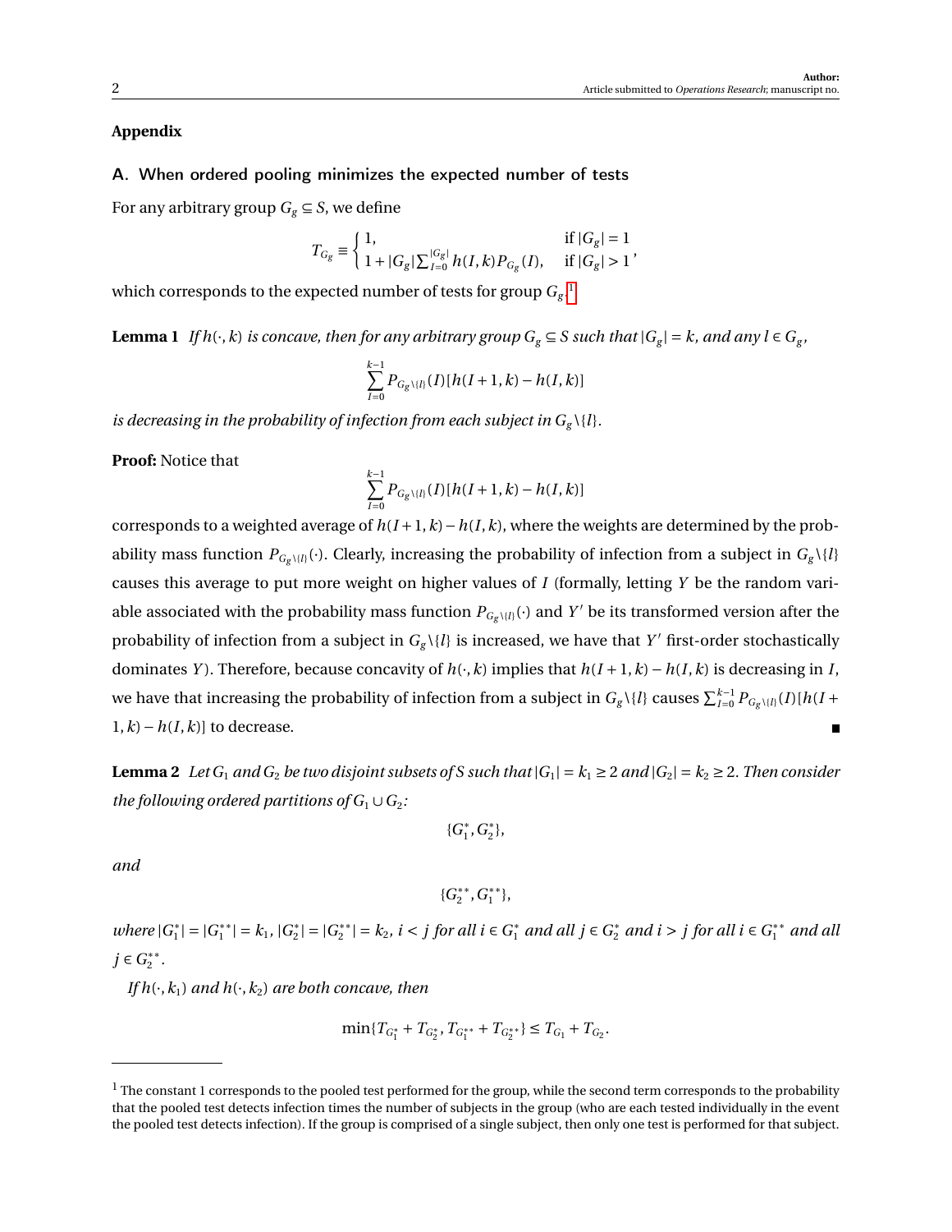## Appendix

### A. When ordered pooling minimizes the expected number of tests

For any arbitrary group $G_g \subseteq S$, we define

$$T_{G_g} \equiv \begin{cases} 1, & \text{if } |G_g| = 1 \\ 1 + |G_g| \sum_{I=0}^{|G_g|} h(I,k) P_{G_g}(I), & \text{if } |G_g| > 1 \end{cases},$$

which corresponds to the expected number of tests for group $G_g$.[1]

**Lemma 1** *If $h(\cdot,k)$ is concave, then for any arbitrary group $G_g \subseteq S$ such that $|G_g| = k$, and any $l \in G_g$,*

$$\sum_{I=0}^{k-1} P_{G_g \backslash \{l\}}(I)[h(I+1,k) - h(I,k)]$$

*is decreasing in the probability of infection from each subject in $G_g \backslash \{l\}$.*

**Proof:** Notice that

$$\sum_{I=0}^{k-1} P_{G_g \backslash \{l\}}(I)[h(I+1,k) - h(I,k)]$$

corresponds to a weighted average of $h(I+1,k) - h(I,k)$, where the weights are determined by the probability mass function $P_{G_g \backslash \{l\}}(\cdot)$. Clearly, increasing the probability of infection from a subject in $G_g \backslash \{l\}$ causes this average to put more weight on higher values of $I$ (formally, letting $Y$ be the random variable associated with the probability mass function $P_{G_g \backslash \{l\}}(\cdot)$ and $Y'$ be its transformed version after the probability of infection from a subject in $G_g \backslash \{l\}$ is increased, we have that $Y'$ first-order stochastically dominates $Y$). Therefore, because concavity of $h(\cdot,k)$ implies that $h(I+1,k) - h(I,k)$ is decreasing in $I$, we have that increasing the probability of infection from a subject in $G_g \backslash \{l\}$ causes $\sum_{I=0}^{k-1} P_{G_g \backslash \{l\}}(I)[h(I+1,k) - h(I,k)]$ to decrease. ■

**Lemma 2** *Let $G_1$ and $G_2$ be two disjoint subsets of $S$ such that $|G_1| = k_1 \geq 2$ and $|G_2| = k_2 \geq 2$. Then consider the following ordered partitions of $G_1 \cup G_2$:*

$$\{G_1^*, G_2^*\},$$

*and*

$$\{G_2^{**}, G_1^{**}\},$$

*where $|G_1^*| = |G_1^{**}| = k_1$, $|G_2^*| = |G_2^{**}| = k_2$, $i < j$ for all $i \in G_1^*$ and all $j \in G_2^*$ and $i > j$ for all $i \in G_1^{**}$ and all $j \in G_2^{**}$.*

*If $h(\cdot,k_1)$ and $h(\cdot,k_2)$ are both concave, then*

$$\min\{T_{G_1^*} + T_{G_2^*}, T_{G_1^{**}} + T_{G_2^{**}}\} \leq T_{G_1} + T_{G_2}.$$

[1] The constant 1 corresponds to the pooled test performed for the group, while the second term corresponds to the probability that the pooled test detects infection times the number of subjects in the group (who are each tested individually in the event the pooled test detects infection). If the group is comprised of a single subject, then only one test is performed for that subject.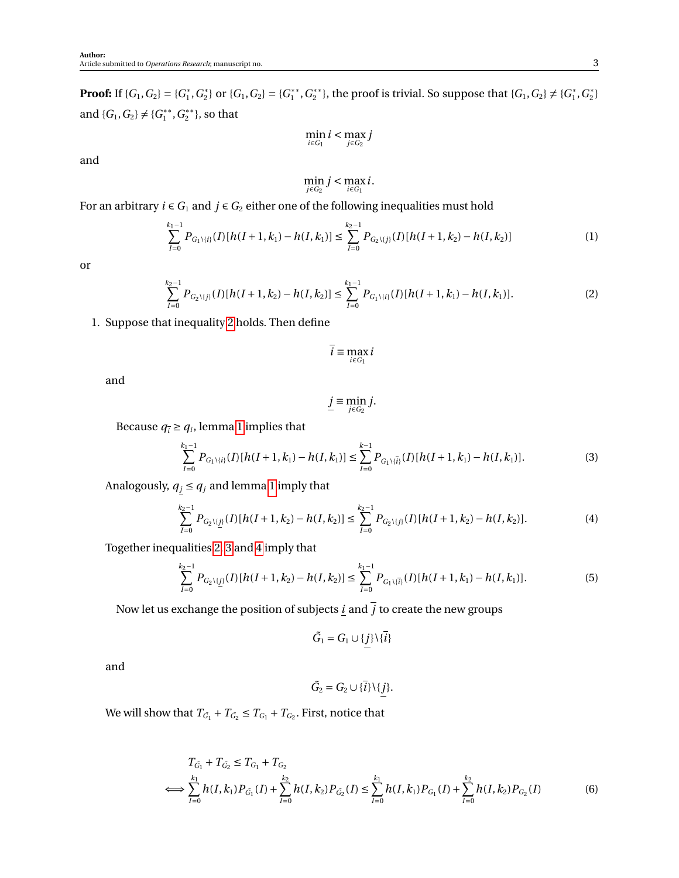**Proof:** If $\{G_1, G_2\} = \{G_1^*, G_2^*\}$ or $\{G_1, G_2\} = \{G_1^{**}, G_2^{**}\}$, the proof is trivial. So suppose that $\{G_1, G_2\} \neq \{G_1^*, G_2^*\}$ and $\{G_1, G_2\} \neq \{G_1^{**}, G_2^{**}\}$, so that

$$\min_{i \in G_1} i < \max_{j \in G_2} j$$

and

$$\min_{j \in G_2} j < \max_{i \in G_1} i.$$

For an arbitrary $i \in G_1$ and $j \in G_2$ either one of the following inequalities must hold

$$\sum_{I=0}^{k_1-1} P_{G_1 \setminus \{i\}}(I)[h(I+1, k_1) - h(I, k_1)] \leq \sum_{I=0}^{k_2-1} P_{G_2 \setminus \{j\}}(I)[h(I+1, k_2) - h(I, k_2)] \tag{1}$$

or

$$\sum_{I=0}^{k_2-1} P_{G_2 \setminus \{j\}}(I)[h(I+1, k_2) - h(I, k_2)] \leq \sum_{I=0}^{k_1-1} P_{G_1 \setminus \{i\}}(I)[h(I+1, k_1) - h(I, k_1)]. \tag{2}$$

1. Suppose that inequality 2 holds. Then define

   $$\bar{i} \equiv \max_{i \in G_1} i$$

   and

   $$\underline{j} \equiv \min_{j \in G_2} j.$$

   Because $q_{\bar{i}} \geq q_i$, lemma 1 implies that

   $$\sum_{I=0}^{k_1-1} P_{G_1 \setminus \{i\}}(I)[h(I+1, k_1) - h(I, k_1)] \leq \sum_{I=0}^{k-1} P_{G_1 \setminus \{\bar{i}\}}(I)[h(I+1, k_1) - h(I, k_1)]. \tag{3}$$

   Analogously, $q_{\underline{j}} \leq q_j$ and lemma 1 imply that

   $$\sum_{I=0}^{k_2-1} P_{G_2 \setminus \{\underline{j}\}}(I)[h(I+1, k_2) - h(I, k_2)] \leq \sum_{I=0}^{k_2-1} P_{G_2 \setminus \{j\}}(I)[h(I+1, k_2) - h(I, k_2)]. \tag{4}$$

   Together inequalities 2, 3 and 4 imply that

   $$\sum_{I=0}^{k_2-1} P_{G_2 \setminus \{\underline{j}\}}(I)[h(I+1, k_2) - h(I, k_2)] \leq \sum_{I=0}^{k_1-1} P_{G_1 \setminus \{\bar{i}\}}(I)[h(I+1, k_1) - h(I, k_1)]. \tag{5}$$

   Now let us exchange the position of subjects $\underline{i}$ and $\bar{j}$ to create the new groups

   $$\tilde{G}_1 = G_1 \cup \{\underline{j}\} \setminus \{\bar{i}\}$$

   and

   $$\tilde{G}_2 = G_2 \cup \{\bar{i}\} \setminus \{\underline{j}\}.$$

   We will show that $T_{\tilde{G}_1} + T_{\tilde{G}_2} \leq T_{G_1} + T_{G_2}$. First, notice that

   $$\begin{aligned}
   & T_{\tilde{G}_1} + T_{\tilde{G}_2} \leq T_{G_1} + T_{G_2} \\
   \iff & \sum_{I=0}^{k_1} h(I, k_1) P_{\tilde{G}_1}(I) + \sum_{I=0}^{k_2} h(I, k_2) P_{\tilde{G}_2}(I) \leq \sum_{I=0}^{k_1} h(I, k_1) P_{G_1}(I) + \sum_{I=0}^{k_2} h(I, k_2) P_{G_2}(I)
   \end{aligned} \tag{6}$$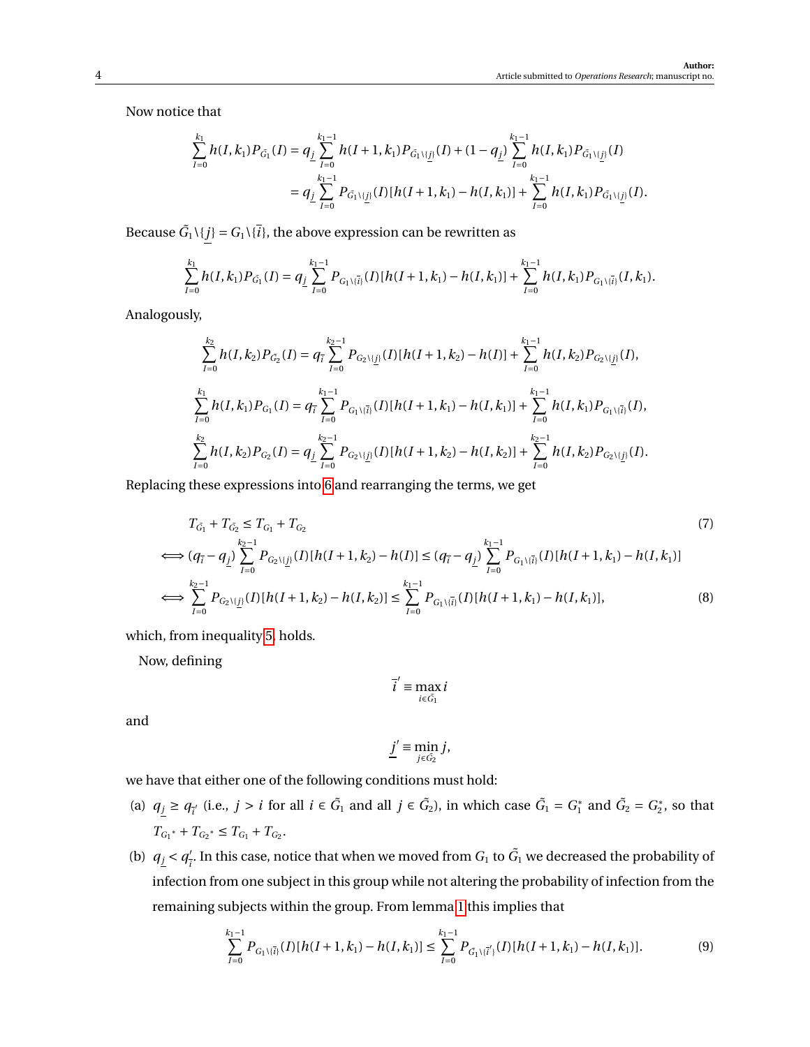Now notice that

$$
\begin{aligned}
\sum_{I=0}^{k_1} h(I,k_1) P_{\tilde{G}_1}(I) &= q_{\underline{j}} \sum_{I=0}^{k_1-1} h(I+1,k_1) P_{\tilde{G}_1\setminus\{\underline{j}\}}(I) + (1-q_{\underline{j}}) \sum_{I=0}^{k_1-1} h(I,k_1) P_{\tilde{G}_1\setminus\{\underline{j}\}}(I) \\
&= q_{\underline{j}} \sum_{I=0}^{k_1-1} P_{\tilde{G}_1\setminus\{\underline{j}\}}(I)[h(I+1,k_1) - h(I,k_1)] + \sum_{I=0}^{k_1-1} h(I,k_1) P_{\tilde{G}_1\setminus\{\underline{j}\}}(I).
\end{aligned}
$$

Because $\tilde{G}_1\setminus\{\underline{j}\} = G_1\setminus\{\overline{i}\}$, the above expression can be rewritten as

$$
\sum_{I=0}^{k_1} h(I,k_1) P_{\tilde{G}_1}(I) = q_{\underline{j}} \sum_{I=0}^{k_1-1} P_{G_1\setminus\{\overline{i}\}}(I)[h(I+1,k_1) - h(I,k_1)] + \sum_{I=0}^{k_1-1} h(I,k_1) P_{G_1\setminus\{\overline{i}\}}(I,k_1).
$$

Analogously,

$$
\sum_{I=0}^{k_2} h(I,k_2) P_{\tilde{G}_2}(I) = q_{\overline{i}} \sum_{I=0}^{k_2-1} P_{G_2\setminus\{\underline{j}\}}(I)[h(I+1,k_2) - h(I)] + \sum_{I=0}^{k_1-1} h(I,k_2) P_{G_2\setminus\{\underline{j}\}}(I),
$$

$$
\sum_{I=0}^{k_1} h(I,k_1) P_{G_1}(I) = q_{\overline{i}} \sum_{I=0}^{k_1-1} P_{G_1\setminus\{\overline{i}\}}(I)[h(I+1,k_1) - h(I,k_1)] + \sum_{I=0}^{k_1-1} h(I,k_1) P_{G_1\setminus\{\overline{i}\}}(I),
$$

$$
\sum_{I=0}^{k_2} h(I,k_2) P_{G_2}(I) = q_{\underline{j}} \sum_{I=0}^{k_2-1} P_{G_2\setminus\{\underline{j}\}}(I)[h(I+1,k_2) - h(I,k_2)] + \sum_{I=0}^{k_2-1} h(I,k_2) P_{G_2\setminus\{\underline{j}\}}(I).
$$

Replacing these expressions into 6 and rearranging the terms, we get

$$
\begin{aligned}
& T_{\tilde{G}_1} + T_{\tilde{G}_2} \le T_{G_1} + T_{G_2} && (7) \\
\iff & (q_{\overline{i}} - q_{\underline{j}}) \sum_{I=0}^{k_2-1} P_{G_2\setminus\{\underline{j}\}}(I)[h(I+1,k_2) - h(I)] \le (q_{\overline{i}} - q_{\underline{j}}) \sum_{I=0}^{k_1-1} P_{G_1\setminus\{\overline{i}\}}(I)[h(I+1,k_1) - h(I,k_1)] \\
\iff & \sum_{I=0}^{k_2-1} P_{G_2\setminus\{\underline{j}\}}(I)[h(I+1,k_2) - h(I,k_2)] \le \sum_{I=0}^{k_1-1} P_{G_1\setminus\{\overline{i}\}}(I)[h(I+1,k_1) - h(I,k_1)], && (8)
\end{aligned}
$$

which, from inequality 5, holds.

Now, defining

$$
\overline{i}' \equiv \max_{i\in\tilde{G}_1} i
$$

and

$$
\underline{j}' \equiv \min_{j\in\tilde{G}_2} j,
$$

we have that either one of the following conditions must hold:

(a) $q_{\underline{j}} \ge q_{\overline{i}'}$ (i.e., $j > i$ for all $i \in \tilde{G}_1$ and all $j \in \tilde{G}_2$), in which case $\tilde{G}_1 = G_1^*$ and $\tilde{G}_2 = G_2^*$, so that $T_{G_1^*} + T_{G_2^*} \le T_{G_1} + T_{G_2}$.

(b) $q_{\underline{j}} < q'_{\overline{i}}$. In this case, notice that when we moved from $G_1$ to $\tilde{G}_1$ we decreased the probability of infection from one subject in this group while not altering the probability of infection from the remaining subjects within the group. From lemma 1 this implies that

$$
\sum_{I=0}^{k_1-1} P_{G_1\setminus\{\overline{i}\}}(I)[h(I+1,k_1) - h(I,k_1)] \le \sum_{I=0}^{k_1-1} P_{\tilde{G}_1\setminus\{\overline{i}'\}}(I)[h(I+1,k_1) - h(I,k_1)]. \qquad (9)
$$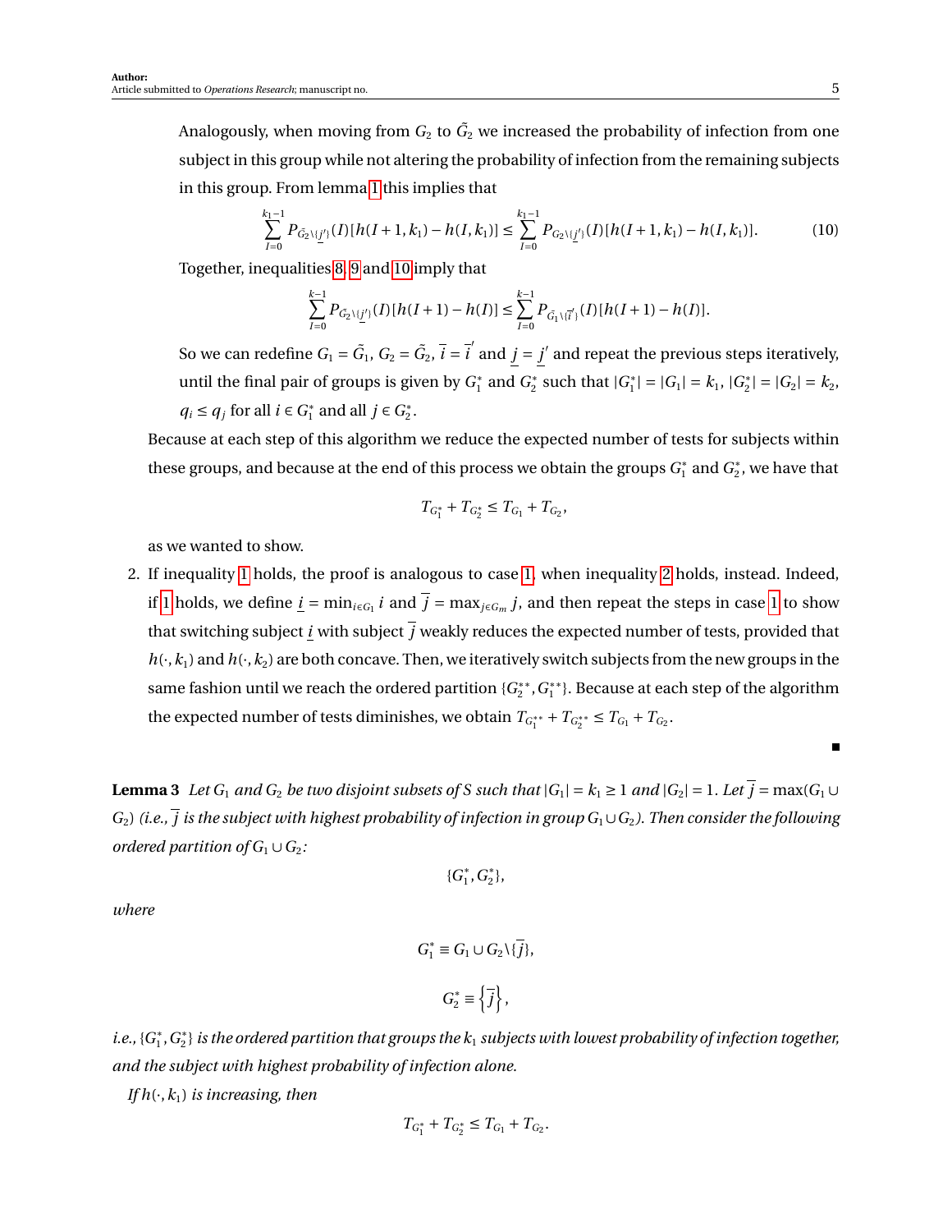Analogously, when moving from $G_2$ to $\tilde{G}_2$ we increased the probability of infection from one subject in this group while not altering the probability of infection from the remaining subjects in this group. From lemma 1 this implies that

$$\sum_{I=0}^{k_1-1} P_{\tilde{G}_2\setminus\{\underline{j}'\}}(I)[h(I+1,k_1)-h(I,k_1)] \leq \sum_{I=0}^{k_1-1} P_{G_2\setminus\{\underline{j}'\}}(I)[h(I+1,k_1)-h(I,k_1)]. \tag{10}$$

Together, inequalities 8, 9 and 10 imply that

$$\sum_{I=0}^{k-1} P_{\tilde{G}_2\setminus\{\underline{j}'\}}(I)[h(I+1)-h(I)] \leq \sum_{I=0}^{k-1} P_{\tilde{G}_1\setminus\{\overline{i}'\}}(I)[h(I+1)-h(I)].$$

So we can redefine $G_1 = \tilde{G}_1$, $G_2 = \tilde{G}_2$, $\overline{i} = \overline{i}'$ and $\underline{j} = \underline{j}'$ and repeat the previous steps iteratively, until the final pair of groups is given by $G_1^*$ and $G_2^*$ such that $|G_1^*| = |G_1| = k_1$, $|G_2^*| = |G_2| = k_2$, $q_i \leq q_j$ for all $i \in G_1^*$ and all $j \in G_2^*$.

Because at each step of this algorithm we reduce the expected number of tests for subjects within these groups, and because at the end of this process we obtain the groups $G_1^*$ and $G_2^*$, we have that

$$T_{G_1^*} + T_{G_2^*} \leq T_{G_1} + T_{G_2},$$

as we wanted to show.

2. If inequality 1 holds, the proof is analogous to case 1, when inequality 2 holds, instead. Indeed, if 1 holds, we define $\underline{i} = \min_{i\in G_1} i$ and $\overline{j} = \max_{j\in G_m} j$, and then repeat the steps in case 1 to show that switching subject $\underline{i}$ with subject $\overline{j}$ weakly reduces the expected number of tests, provided that $h(\cdot,k_1)$ and $h(\cdot,k_2)$ are both concave. Then, we iteratively switch subjects from the new groups in the same fashion until we reach the ordered partition $\{G_2^{**}, G_1^{**}\}$. Because at each step of the algorithm the expected number of tests diminishes, we obtain $T_{G_1^{**}} + T_{G_2^{**}} \leq T_{G_1} + T_{G_2}$.

■

**Lemma 3** *Let $G_1$ and $G_2$ be two disjoint subsets of $S$ such that $|G_1| = k_1 \geq 1$ and $|G_2| = 1$. Let $\overline{j} = \max(G_1 \cup G_2)$ (i.e., $\overline{j}$ is the subject with highest probability of infection in group $G_1 \cup G_2$). Then consider the following ordered partition of $G_1 \cup G_2$:*

$$\{G_1^*, G_2^*\},$$

*where*

$$G_1^* \equiv G_1 \cup G_2 \setminus \{\overline{j}\},$$

$$G_2^* \equiv \left\{\overline{j}\right\},$$

*i.e., $\{G_1^*, G_2^*\}$ is the ordered partition that groups the $k_1$ subjects with lowest probability of infection together, and the subject with highest probability of infection alone.*

*If $h(\cdot,k_1)$ is increasing, then*

$$T_{G_1^*} + T_{G_2^*} \leq T_{G_1} + T_{G_2}.$$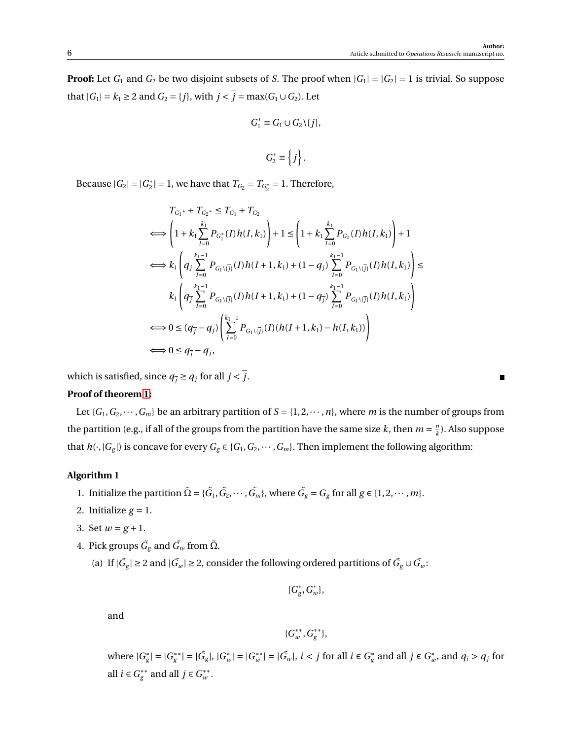**Proof:** Let $G_1$ and $G_2$ be two disjoint subsets of $S$. The proof when $|G_1| = |G_2| = 1$ is trivial. So suppose that $|G_1| = k_1 \geq 2$ and $G_2 = \{j\}$, with $j < \overline{j} = \max(G_1 \cup G_2)$. Let

$$G_1^* \equiv G_1 \cup G_2 \setminus \{\overline{j}\},$$

$$G_2^* \equiv \left\{\overline{j}\right\}.$$

Because $|G_2| = |G_2^*| = 1$, we have that $T_{G_2} = T_{G_2^*} = 1$. Therefore,

$$
\begin{aligned}
& T_{G_1^*} + T_{G_2^*} \leq T_{G_1} + T_{G_2} \\
\iff & \left(1 + k_1 \sum_{I=0}^{k_1} P_{G_1^*}(I) h(I, k_1)\right) + 1 \leq \left(1 + k_1 \sum_{I=0}^{k_1} P_{G_1}(I) h(I, k_1)\right) + 1 \\
\iff & k_1 \left(q_j \sum_{I=0}^{k_1-1} P_{G_1 \setminus \{\overline{j}\}}(I) h(I+1, k_1) + (1-q_j) \sum_{I=0}^{k_1-1} P_{G_1 \setminus \{\overline{j}\}}(I) h(I, k_1)\right) \leq \\
& k_1 \left(q_{\overline{j}} \sum_{I=0}^{k_1-1} P_{G_1 \setminus \{\overline{j}\}}(I) h(I+1, k_1) + (1-q_{\overline{j}}) \sum_{I=0}^{k_1-1} P_{G_1 \setminus \{\overline{j}\}}(I) h(I, k_1)\right) \\
\iff & 0 \leq (q_{\overline{j}} - q_j) \left(\sum_{I=0}^{k_1-1} P_{G_1 \setminus \{\overline{j}\}}(I) (h(I+1, k_1) - h(I, k_1))\right) \\
\iff & 0 \leq q_{\overline{j}} - q_j,
\end{aligned}
$$

which is satisfied, since $q_{\overline{j}} \geq q_j$ for all $j < \overline{j}$. ∎

**Proof of theorem 1:**

Let $\{G_1, G_2, \cdots, G_m\}$ be an arbitrary partition of $S = \{1, 2, \cdots, n\}$, where $m$ is the number of groups from the partition (e.g., if all of the groups from the partition have the same size $k$, then $m = \frac{n}{k}$). Also suppose that $h(\cdot, |G_g|)$ is concave for every $G_g \in \{G_1, G_2, \cdots, G_m\}$. Then implement the following algorithm:

**Algorithm 1**

1. Initialize the partition $\tilde{\Omega} = \{\tilde{G_1}, \tilde{G_2}, \cdots, \tilde{G_m}\}$, where $\tilde{G_g} = G_g$ for all $g \in \{1, 2, \cdots, m\}$.
2. Initialize $g = 1$.
3. Set $w = g + 1$.
4. Pick groups $\tilde{G_g}$ and $\tilde{G_w}$ from $\tilde{\Omega}$.
   (a) If $|\tilde{G_g}| \geq 2$ and $|\tilde{G_w}| \geq 2$, consider the following ordered partitions of $\tilde{G_g} \cup \tilde{G_w}$:

   $$\{G_g^*, G_w^*\},$$

   and

   $$\{G_w^{**}, G_g^{**}\},$$

   where $|G_g^*| = |G_g^{**}| = |\tilde{G_g}|$, $|G_w^*| = |G_w^{**}| = |\tilde{G_w}|$, $i < j$ for all $i \in G_g^*$ and all $j \in G_w^*$, and $q_i > q_j$ for all $i \in G_g^{**}$ and all $j \in G_w^{**}$.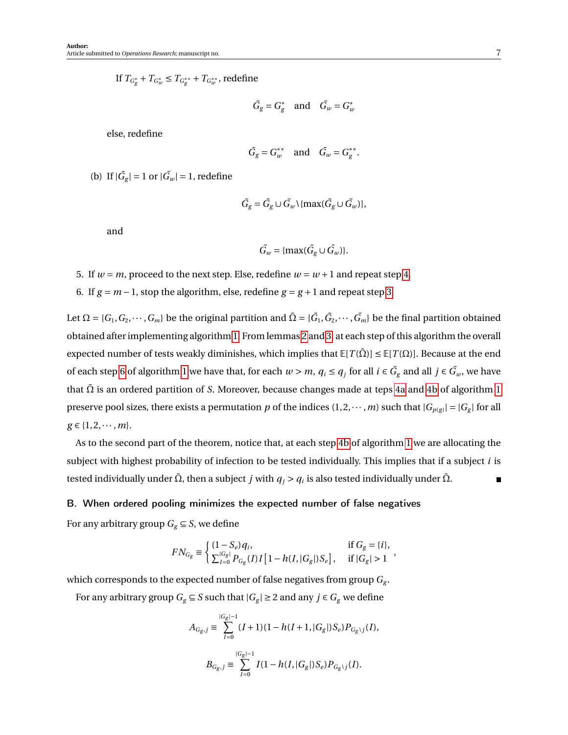If $T_{G_g^*} + T_{G_w^*} \leq T_{G_g^{**}} + T_{G_w^{**}}$, redefine

$$\tilde{G_g} = G_g^* \quad \text{and} \quad \tilde{G_w} = G_w^*$$

else, redefine

$$\tilde{G_g} = G_w^{**} \quad \text{and} \quad \tilde{G_w} = G_g^{**}.$$

(b) If $|\tilde{G_g}| = 1$ or $|\tilde{G_w}| = 1$, redefine

$$\tilde{G_g} = \tilde{G_g} \cup \tilde{G_w} \backslash \{\max(\tilde{G_g} \cup \tilde{G_w})\},$$

and

$$\tilde{G_w} = \{\max(\tilde{G_g} \cup \tilde{G_w})\}.$$

5. If $w = m$, proceed to the next step. Else, redefine $w = w + 1$ and repeat step 4.
6. If $g = m - 1$, stop the algorithm, else, redefine $g = g + 1$ and repeat step 3.

Let $\Omega = \{G_1, G_2, \cdots, G_m\}$ be the original partition and $\tilde{\Omega} = \{\tilde{G_1}, \tilde{G_2}, \cdots, \tilde{G_m}\}$ be the final partition obtained obtained after implementing algorithm 1. From lemmas 2 and 3, at each step of this algorithm the overall expected number of tests weakly diminishes, which implies that $\mathbb{E}[T(\tilde{\Omega})] \leq \mathbb{E}[T(\Omega)]$. Because at the end of each step 6 of algorithm 1 we have that, for each $w > m$, $q_i \leq q_j$ for all $i \in \tilde{G_g}$ and all $j \in \tilde{G_w}$, we have that $\tilde{\Omega}$ is an ordered partition of $S$. Moreover, because changes made at teps 4a and 4b of algorithm 1 preserve pool sizes, there exists a permutation $p$ of the indices $(1, 2, \cdots, m)$ such that $|G_{p(g)}| = |G_g|$ for all $g \in \{1, 2, \cdots, m\}$.

As to the second part of the theorem, notice that, at each step 4b of algorithm 1 we are allocating the subject with highest probability of infection to be tested individually. This implies that if a subject $i$ is tested individually under $\tilde{\Omega}$, then a subject $j$ with $q_j > q_i$ is also tested individually under $\tilde{\Omega}$. ■

## B. When ordered pooling minimizes the expected number of false negatives

For any arbitrary group $G_g \subseteq S$, we define

$$FN_{G_g} \equiv \begin{cases} (1 - S_e) q_i, & \text{if } G_g = \{i\}, \\ \sum_{I=0}^{|G_g|} P_{G_g}(I) I \left[1 - h(I, |G_g|) S_e\right], & \text{if } |G_g| > 1 \end{cases},$$

which corresponds to the expected number of false negatives from group $G_g$.

For any arbitrary group $G_g \subseteq S$ such that $|G_g| \geq 2$ and any $j \in G_g$ we define

$$A_{G_g, j} \equiv \sum_{I=0}^{|G_g|-1} (I+1)(1 - h(I+1, |G_g|) S_e) P_{G_g \backslash j}(I),$$

$$B_{G_g, j} \equiv \sum_{I=0}^{|G_g|-1} I(1 - h(I, |G_g|) S_e) P_{G_g \backslash j}(I).$$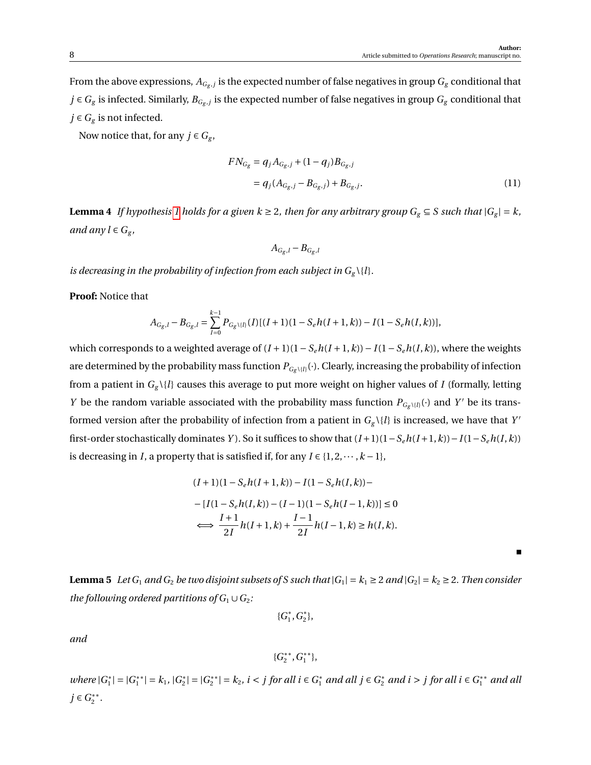From the above expressions, $A_{G_g,j}$ is the expected number of false negatives in group $G_g$ conditional that $j \in G_g$ is infected. Similarly, $B_{G_g,j}$ is the expected number of false negatives in group $G_g$ conditional that $j \in G_g$ is not infected.

Now notice that, for any $j \in G_g$,

$$
\begin{aligned}
FN_{G_g} &= q_j A_{G_g,j} + (1-q_j) B_{G_g,j} \\
&= q_j (A_{G_g,j} - B_{G_g,j}) + B_{G_g,j}.
\end{aligned} \tag{11}
$$

**Lemma 4** *If hypothesis 1 holds for a given $k \geq 2$, then for any arbitrary group $G_g \subseteq S$ such that $|G_g| = k$, and any $l \in G_g$,*

$$A_{G_g,l} - B_{G_g,l}$$

*is decreasing in the probability of infection from each subject in $G_g \backslash \{l\}$.*

**Proof:** Notice that

$$A_{G_g,l} - B_{G_g,l} = \sum_{I=0}^{k-1} P_{G_g \backslash \{l\}}(I)[(I+1)(1 - S_e h(I+1,k)) - I(1 - S_e h(I,k))],$$

which corresponds to a weighted average of $(I+1)(1 - S_e h(I+1,k)) - I(1 - S_e h(I,k))$, where the weights are determined by the probability mass function $P_{G_g \backslash \{l\}}(\cdot)$. Clearly, increasing the probability of infection from a patient in $G_g \backslash \{l\}$ causes this average to put more weight on higher values of $I$ (formally, letting $Y$ be the random variable associated with the probability mass function $P_{G_g \backslash \{l\}}(\cdot)$ and $Y'$ be its transformed version after the probability of infection from a patient in $G_g \backslash \{l\}$ is increased, we have that $Y'$ first-order stochastically dominates $Y$). So it suffices to show that $(I+1)(1 - S_e h(I+1,k)) - I(1 - S_e h(I,k))$ is decreasing in $I$, a property that is satisfied if, for any $I \in \{1, 2, \cdots, k-1\}$,

$$
\begin{aligned}
&(I+1)(1 - S_e h(I+1,k)) - I(1 - S_e h(I,k)) - \\
&- [I(1 - S_e h(I,k)) - (I-1)(1 - S_e h(I-1,k))] \leq 0 \\
&\iff \frac{I+1}{2I} h(I+1,k) + \frac{I-1}{2I} h(I-1,k) \geq h(I,k).
\end{aligned}
$$

■

**Lemma 5** *Let $G_1$ and $G_2$ be two disjoint subsets of $S$ such that $|G_1| = k_1 \geq 2$ and $|G_2| = k_2 \geq 2$. Then consider the following ordered partitions of $G_1 \cup G_2$:*

$$\{G_1^*, G_2^*\},$$

*and*

$$\{G_2^{**}, G_1^{**}\},$$

*where $|G_1^*| = |G_1^{**}| = k_1$, $|G_2^*| = |G_2^{**}| = k_2$, $i < j$ for all $i \in G_1^*$ and all $j \in G_2^*$ and $i > j$ for all $i \in G_1^{**}$ and all $j \in G_2^{**}$.*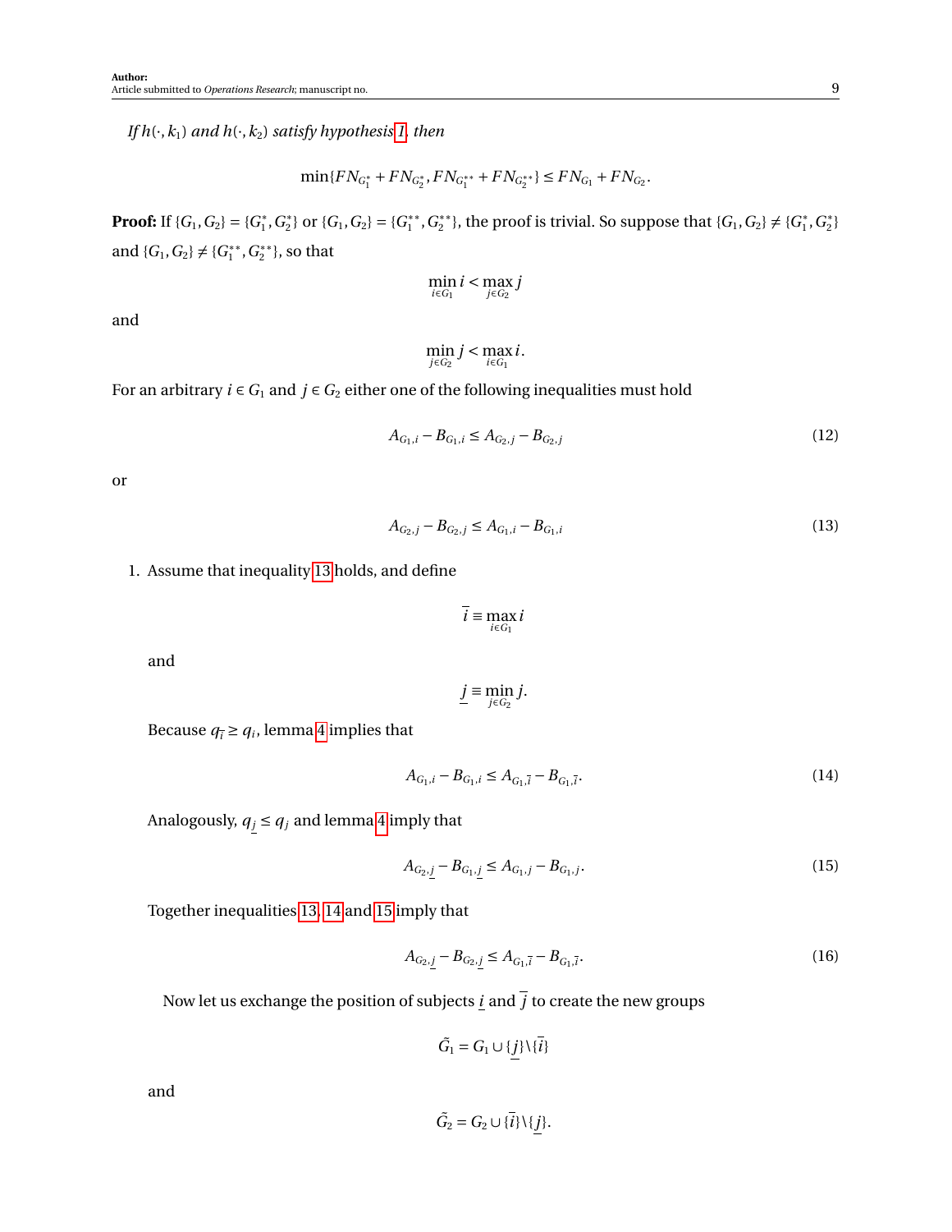*If $h(\cdot, k_1)$ and $h(\cdot, k_2)$ satisfy hypothesis 1, then*

$$\min\{FN_{G_1^*} + FN_{G_2^*}, FN_{G_1^{**}} + FN_{G_2^{**}}\} \leq FN_{G_1} + FN_{G_2}.$$

**Proof:** If $\{G_1, G_2\} = \{G_1^*, G_2^*\}$ or $\{G_1, G_2\} = \{G_1^{**}, G_2^{**}\}$, the proof is trivial. So suppose that $\{G_1, G_2\} \neq \{G_1^*, G_2^*\}$ and $\{G_1, G_2\} \neq \{G_1^{**}, G_2^{**}\}$, so that

$$\min_{i \in G_1} i < \max_{j \in G_2} j$$

and

$$\min_{j \in G_2} j < \max_{i \in G_1} i.$$

For an arbitrary $i \in G_1$ and $j \in G_2$ either one of the following inequalities must hold

$$A_{G_1,i} - B_{G_1,i} \leq A_{G_2,j} - B_{G_2,j} \tag{12}$$

or

$$A_{G_2,j} - B_{G_2,j} \leq A_{G_1,i} - B_{G_1,i} \tag{13}$$

1. Assume that inequality 13 holds, and define

$$\bar{i} \equiv \max_{i \in G_1} i$$

and

$$\underline{j} \equiv \min_{j \in G_2} j.$$

Because $q_{\bar{i}} \geq q_i$, lemma 4 implies that

$$A_{G_1,i} - B_{G_1,i} \leq A_{G_1,\bar{i}} - B_{G_1,\bar{i}}. \tag{14}$$

Analogously, $q_{\underline{j}} \leq q_j$ and lemma 4 imply that

$$A_{G_2,\underline{j}} - B_{G_1,\underline{j}} \leq A_{G_1,j} - B_{G_1,j}. \tag{15}$$

Together inequalities 13, 14 and 15 imply that

$$A_{G_2,\underline{j}} - B_{G_2,\underline{j}} \leq A_{G_1,\bar{i}} - B_{G_1,\bar{i}}. \tag{16}$$

Now let us exchange the position of subjects $\underline{i}$ and $\bar{j}$ to create the new groups

$$\tilde{G}_1 = G_1 \cup \{\underline{j}\} \backslash \{\bar{i}\}$$

and

$$\tilde{G}_2 = G_2 \cup \{\bar{i}\} \backslash \{\underline{j}\}.$$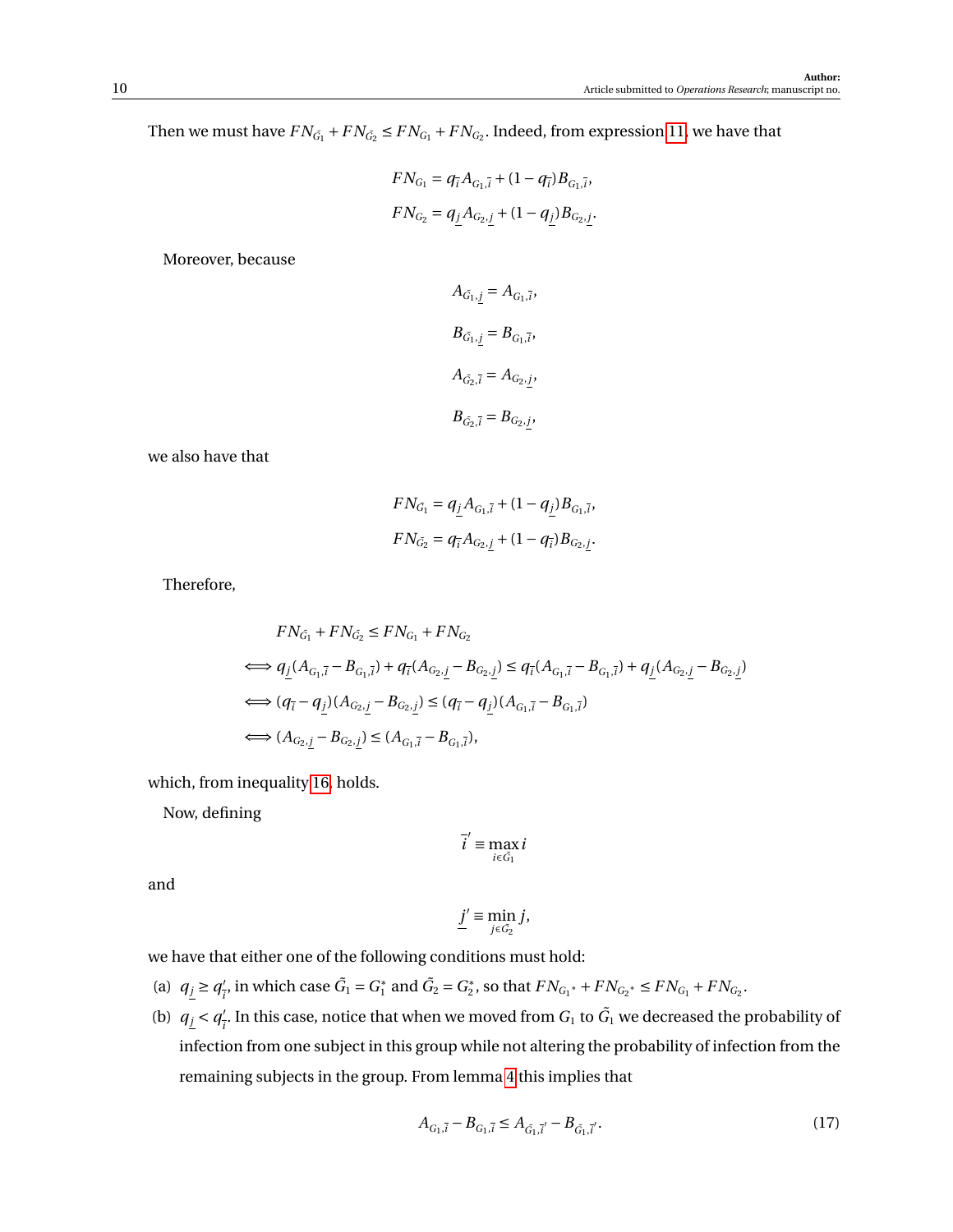Then we must have $FN_{\tilde{G}_1} + FN_{\tilde{G}_2} \leq FN_{G_1} + FN_{G_2}$. Indeed, from expression 11, we have that

$$FN_{G_1} = q_{\bar{i}} A_{G_1,\bar{i}} + (1 - q_{\bar{i}}) B_{G_1,\bar{i}},$$

$$FN_{G_2} = q_{\underline{j}} A_{G_2,\underline{j}} + (1 - q_{\underline{j}}) B_{G_2,\underline{j}}.$$

Moreover, because

$$A_{\tilde{G}_1,\underline{j}} = A_{G_1,\bar{i}},$$

$$B_{\tilde{G}_1,\underline{j}} = B_{G_1,\bar{i}},$$

$$A_{\tilde{G}_2,\bar{i}} = A_{G_2,\underline{j}},$$

$$B_{\tilde{G}_2,\bar{i}} = B_{G_2,\underline{j}},$$

we also have that

$$FN_{\tilde{G}_1} = q_{\underline{j}} A_{G_1,\bar{i}} + (1 - q_{\underline{j}}) B_{G_1,\bar{i}},$$

$$FN_{\tilde{G}_2} = q_{\bar{i}} A_{G_2,\underline{j}} + (1 - q_{\bar{i}}) B_{G_2,\underline{j}}.$$

Therefore,

$$
\begin{aligned}
& FN_{\tilde{G}_1} + FN_{\tilde{G}_2} \leq FN_{G_1} + FN_{G_2} \\
\iff & q_{\underline{j}}(A_{G_1,\bar{i}} - B_{G_1,\bar{i}}) + q_{\bar{i}}(A_{G_2,\underline{j}} - B_{G_2,\underline{j}}) \leq q_{\bar{i}}(A_{G_1,\bar{i}} - B_{G_1,\bar{i}}) + q_{\underline{j}}(A_{G_2,\underline{j}} - B_{G_2,\underline{j}}) \\
\iff & (q_{\bar{i}} - q_{\underline{j}})(A_{G_2,\underline{j}} - B_{G_2,\underline{j}}) \leq (q_{\bar{i}} - q_{\underline{j}})(A_{G_1,\bar{i}} - B_{G_1,\bar{i}}) \\
\iff & (A_{G_2,\underline{j}} - B_{G_2,\underline{j}}) \leq (A_{G_1,\bar{i}} - B_{G_1,\bar{i}}),
\end{aligned}
$$

which, from inequality 16, holds.

Now, defining

$$\bar{i}' \equiv \max_{i \in \tilde{G}_1} i$$

and

$$\underline{j}' \equiv \min_{j \in \tilde{G}_2} j,$$

we have that either one of the following conditions must hold:

(a) $q_{\underline{j}} \geq q'_{\bar{i}}$, in which case $\tilde{G}_1 = G_1^*$ and $\tilde{G}_2 = G_2^*$, so that $FN_{G_1^*} + FN_{G_2^*} \leq FN_{G_1} + FN_{G_2}$.

(b) $q_{\underline{j}} < q'_{\bar{i}}$. In this case, notice that when we moved from $G_1$ to $\tilde{G}_1$ we decreased the probability of infection from one subject in this group while not altering the probability of infection from the remaining subjects in the group. From lemma 4 this implies that

$$A_{G_1,\bar{i}} - B_{G_1,\bar{i}} \leq A_{\tilde{G}_1,\bar{i}'} - B_{\tilde{G}_1,\bar{i}'}. \tag{17}$$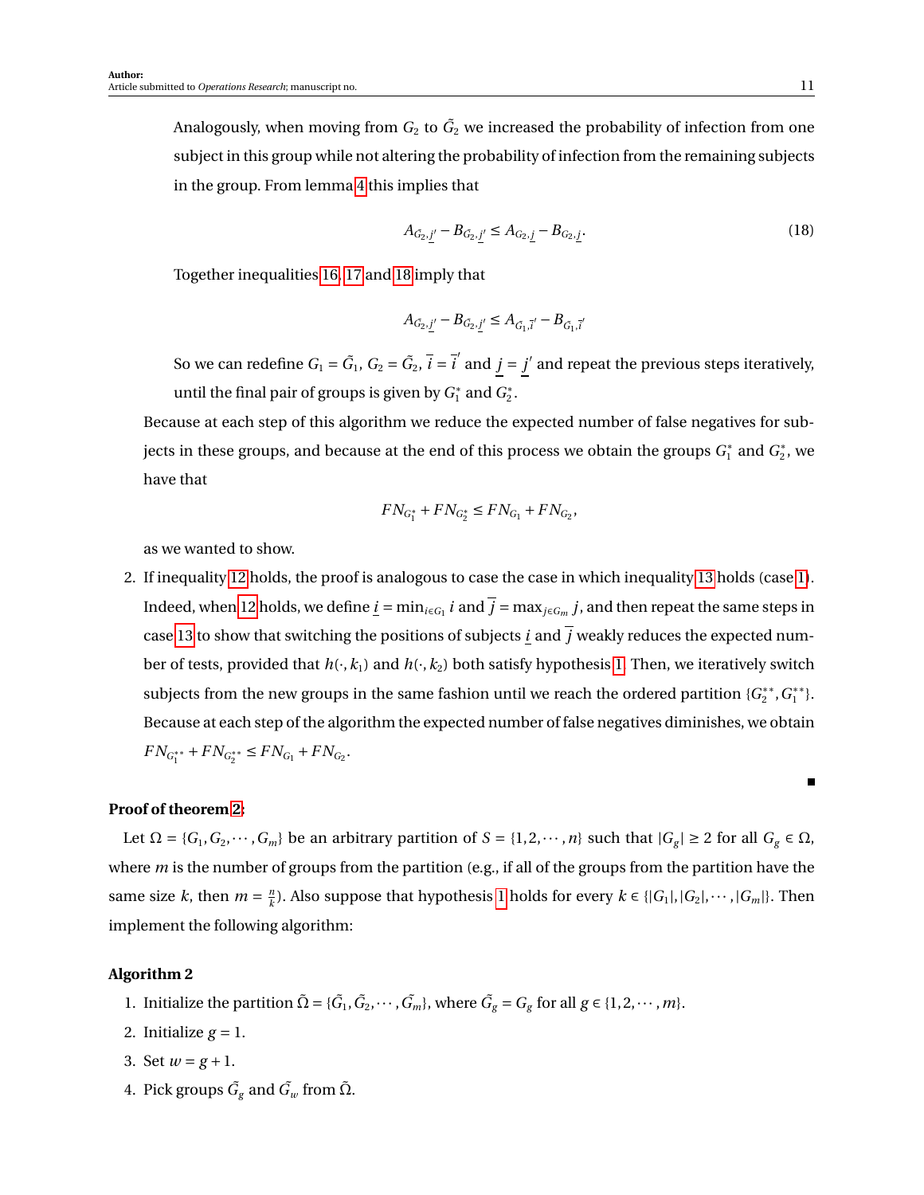Analogously, when moving from $G_2$ to $\tilde{G}_2$ we increased the probability of infection from one subject in this group while not altering the probability of infection from the remaining subjects in the group. From lemma 4 this implies that

$$A_{\tilde{G}_2,\underline{j}'} - B_{\tilde{G}_2,\underline{j}'} \leq A_{G_2,\underline{j}} - B_{G_2,\underline{j}}. \tag{18}$$

Together inequalities 16, 17 and 18 imply that

$$A_{\tilde{G}_2,\underline{j}'} - B_{\tilde{G}_2,\underline{j}'} \leq A_{\tilde{G}_1,\overline{i}'} - B_{\tilde{G}_1,\overline{i}'}$$

So we can redefine $G_1 = \tilde{G}_1$, $G_2 = \tilde{G}_2$, $\overline{i} = \overline{i}'$ and $\underline{j} = \underline{j}'$ and repeat the previous steps iteratively, until the final pair of groups is given by $G_1^*$ and $G_2^*$.

Because at each step of this algorithm we reduce the expected number of false negatives for subjects in these groups, and because at the end of this process we obtain the groups $G_1^*$ and $G_2^*$, we have that

$$FN_{G_1^*} + FN_{G_2^*} \leq FN_{G_1} + FN_{G_2},$$

as we wanted to show.

2. If inequality 12 holds, the proof is analogous to case the case in which inequality 13 holds (case 1). Indeed, when 12 holds, we define $\underline{i} = \min_{i \in G_1} i$ and $\overline{j} = \max_{j \in G_m} j$, and then repeat the same steps in case 13 to show that switching the positions of subjects $\underline{i}$ and $\overline{j}$ weakly reduces the expected number of tests, provided that $h(\cdot, k_1)$ and $h(\cdot, k_2)$ both satisfy hypothesis 1. Then, we iteratively switch subjects from the new groups in the same fashion until we reach the ordered partition $\{G_2^{**}, G_1^{**}\}$. Because at each step of the algorithm the expected number of false negatives diminishes, we obtain $FN_{G_1^{**}} + FN_{G_2^{**}} \leq FN_{G_1} + FN_{G_2}$.

■

**Proof of theorem 2:**

Let $\Omega = \{G_1, G_2, \cdots, G_m\}$ be an arbitrary partition of $S = \{1, 2, \cdots, n\}$ such that $|G_g| \geq 2$ for all $G_g \in \Omega$, where $m$ is the number of groups from the partition (e.g., if all of the groups from the partition have the same size $k$, then $m = \frac{n}{k}$). Also suppose that hypothesis 1 holds for every $k \in \{|G_1|, |G_2|, \cdots, |G_m|\}$. Then implement the following algorithm:

**Algorithm 2**

1. Initialize the partition $\tilde{\Omega} = \{\tilde{G_1}, \tilde{G_2}, \cdots, \tilde{G_m}\}$, where $\tilde{G_g} = G_g$ for all $g \in \{1, 2, \cdots, m\}$.
2. Initialize $g = 1$.
3. Set $w = g + 1$.
4. Pick groups $\tilde{G_g}$ and $\tilde{G_w}$ from $\tilde{\Omega}$.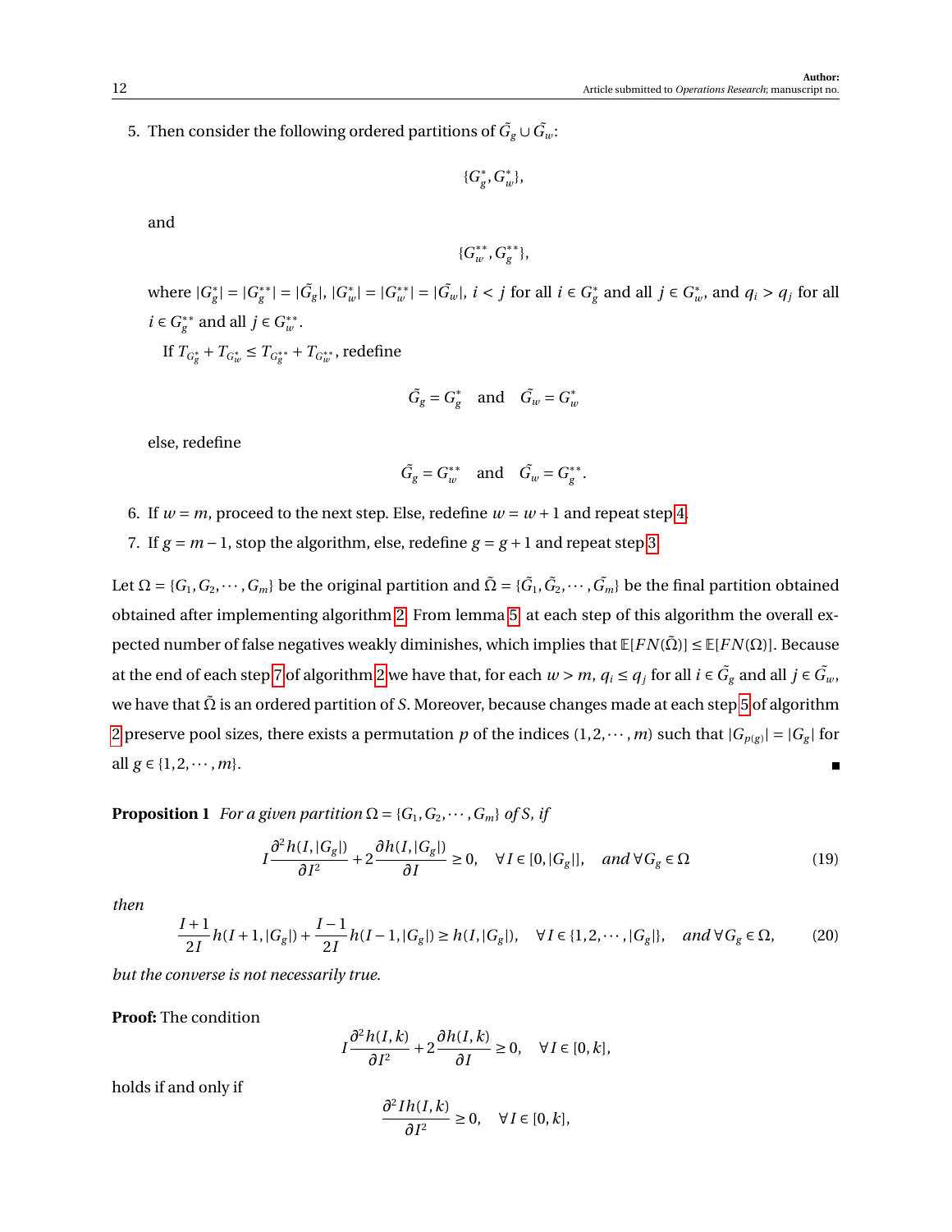5. Then consider the following ordered partitions of $\tilde{G_g} \cup \tilde{G_w}$:

$$\{G_g^*, G_w^*\},$$

and

$$\{G_w^{**}, G_g^{**}\},$$

where $|G_g^*| = |G_g^{**}| = |\tilde{G_g}|$, $|G_w^*| = |G_w^{**}| = |\tilde{G_w}|$, $i < j$ for all $i \in G_g^*$ and all $j \in G_w^*$, and $q_i > q_j$ for all $i \in G_g^{**}$ and all $j \in G_w^{**}$.

If $T_{G_g^*} + T_{G_w^*} \leq T_{G_g^{**}} + T_{G_w^{**}}$, redefine

$$\tilde{G_g} = G_g^* \quad \text{and} \quad \tilde{G_w} = G_w^*$$

else, redefine

$$\tilde{G_g} = G_w^{**} \quad \text{and} \quad \tilde{G_w} = G_g^{**}.$$

6. If $w = m$, proceed to the next step. Else, redefine $w = w + 1$ and repeat step 4.
7. If $g = m - 1$, stop the algorithm, else, redefine $g = g + 1$ and repeat step 3.

Let $\Omega = \{G_1, G_2, \cdots, G_m\}$ be the original partition and $\tilde{\Omega} = \{\tilde{G_1}, \tilde{G_2}, \cdots, \tilde{G_m}\}$ be the final partition obtained obtained after implementing algorithm 2. From lemma 5, at each step of this algorithm the overall expected number of false negatives weakly diminishes, which implies that $\mathbb{E}[FN(\tilde{\Omega})] \leq \mathbb{E}[FN(\Omega)]$. Because at the end of each step 7 of algorithm 2 we have that, for each $w > m$, $q_i \leq q_j$ for all $i \in \tilde{G_g}$ and all $j \in \tilde{G_w}$, we have that $\tilde{\Omega}$ is an ordered partition of $S$. Moreover, because changes made at each step 5 of algorithm 2 preserve pool sizes, there exists a permutation $p$ of the indices $(1, 2, \cdots, m)$ such that $|G_{p(g)}| = |G_g|$ for all $g \in \{1, 2, \cdots, m\}$. ■

**Proposition 1** *For a given partition $\Omega = \{G_1, G_2, \cdots, G_m\}$ of $S$, if*

$$I\frac{\partial^2 h(I, |G_g|)}{\partial I^2} + 2\frac{\partial h(I, |G_g|)}{\partial I} \geq 0, \quad \forall I \in [0, |G_g|], \quad \textit{and}\ \forall G_g \in \Omega \tag{19}$$

*then*

$$\frac{I+1}{2I} h(I+1, |G_g|) + \frac{I-1}{2I} h(I-1, |G_g|) \geq h(I, |G_g|), \quad \forall I \in \{1, 2, \cdots, |G_g|\}, \quad \textit{and}\ \forall G_g \in \Omega, \tag{20}$$

*but the converse is not necessarily true.*

**Proof:** The condition

$$I\frac{\partial^2 h(I, k)}{\partial I^2} + 2\frac{\partial h(I, k)}{\partial I} \geq 0, \quad \forall I \in [0, k],$$

holds if and only if

$$\frac{\partial^2 I h(I, k)}{\partial I^2} \geq 0, \quad \forall I \in [0, k],$$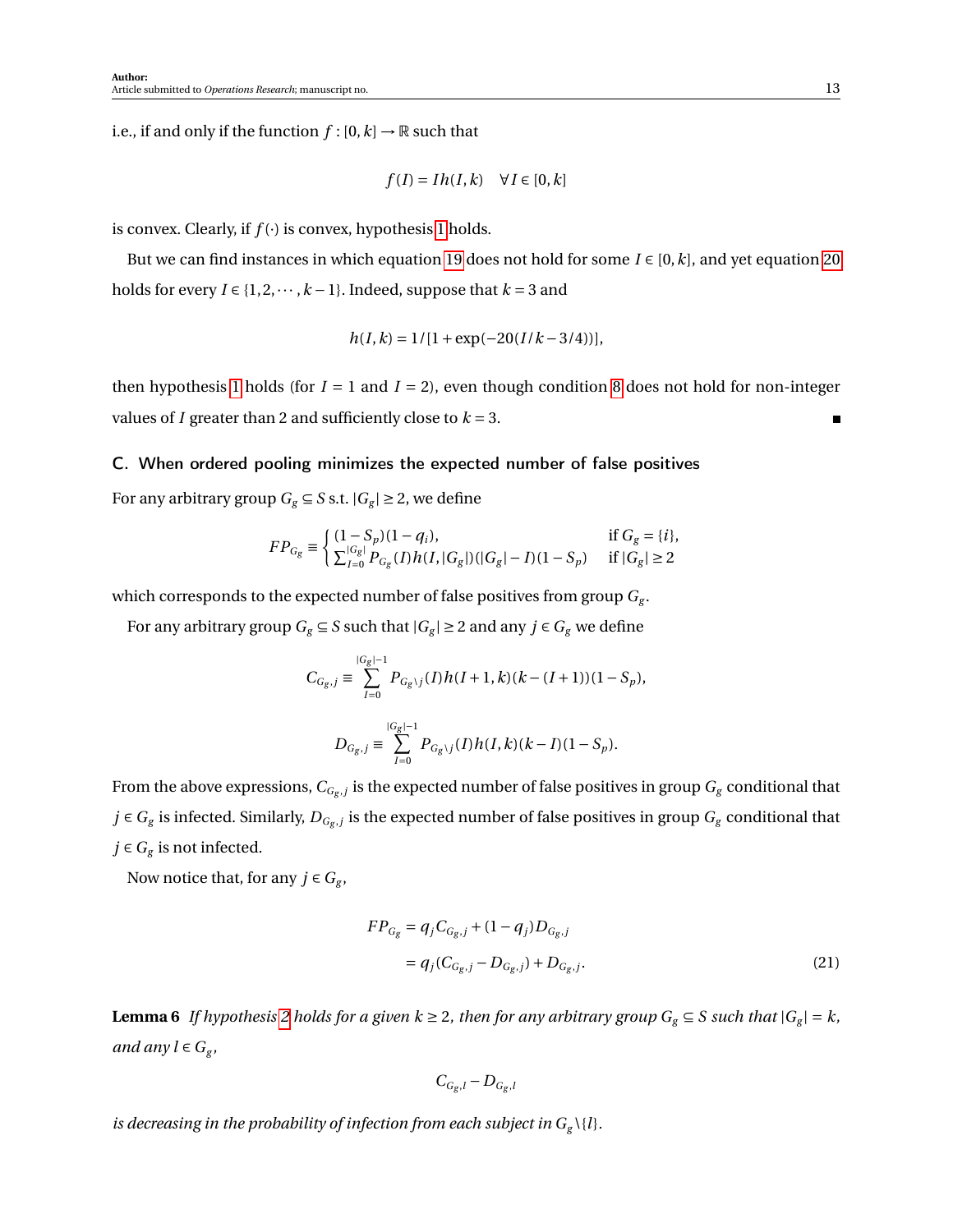i.e., if and only if the function $f : [0, k] \to \mathbb{R}$ such that

$$f(I) = Ih(I, k) \quad \forall I \in [0, k]$$

is convex. Clearly, if $f(\cdot)$ is convex, hypothesis 1 holds.

But we can find instances in which equation 19 does not hold for some $I \in [0, k]$, and yet equation 20 holds for every $I \in \{1, 2, \cdots, k-1\}$. Indeed, suppose that $k = 3$ and

$$h(I, k) = 1/[1 + \exp(-20(I/k - 3/4))],$$

then hypothesis 1 holds (for $I = 1$ and $I = 2$), even though condition 8 does not hold for non-integer values of $I$ greater than 2 and sufficiently close to $k = 3$. ■

## C. When ordered pooling minimizes the expected number of false positives

For any arbitrary group $G_g \subseteq S$ s.t. $|G_g| \geq 2$, we define

$$FP_{G_g} \equiv \begin{cases} (1 - S_p)(1 - q_i), & \text{if } G_g = \{i\}, \\ \sum_{I=0}^{|G_g|} P_{G_g}(I) h(I, |G_g|)(|G_g| - I)(1 - S_p) & \text{if } |G_g| \geq 2 \end{cases}$$

which corresponds to the expected number of false positives from group $G_g$.

For any arbitrary group $G_g \subseteq S$ such that $|G_g| \geq 2$ and any $j \in G_g$ we define

$$C_{G_g,j} \equiv \sum_{I=0}^{|G_g|-1} P_{G_g \setminus j}(I) h(I+1, k)(k - (I+1))(1 - S_p),$$

$$D_{G_g,j} \equiv \sum_{I=0}^{|G_g|-1} P_{G_g \setminus j}(I) h(I, k)(k - I)(1 - S_p).$$

From the above expressions, $C_{G_g,j}$ is the expected number of false positives in group $G_g$ conditional that $j \in G_g$ is infected. Similarly, $D_{G_g,j}$ is the expected number of false positives in group $G_g$ conditional that $j \in G_g$ is not infected.

Now notice that, for any $j \in G_g$,

$$\begin{aligned} FP_{G_g} &= q_j C_{G_g,j} + (1 - q_j) D_{G_g,j} \\ &= q_j (C_{G_g,j} - D_{G_g,j}) + D_{G_g,j}. \end{aligned} \tag{21}$$

**Lemma 6** *If hypothesis 2 holds for a given $k \geq 2$, then for any arbitrary group $G_g \subseteq S$ such that $|G_g| = k$, and any $l \in G_g$,*

$$C_{G_g,l} - D_{G_g,l}$$

*is decreasing in the probability of infection from each subject in $G_g \setminus \{l\}$.*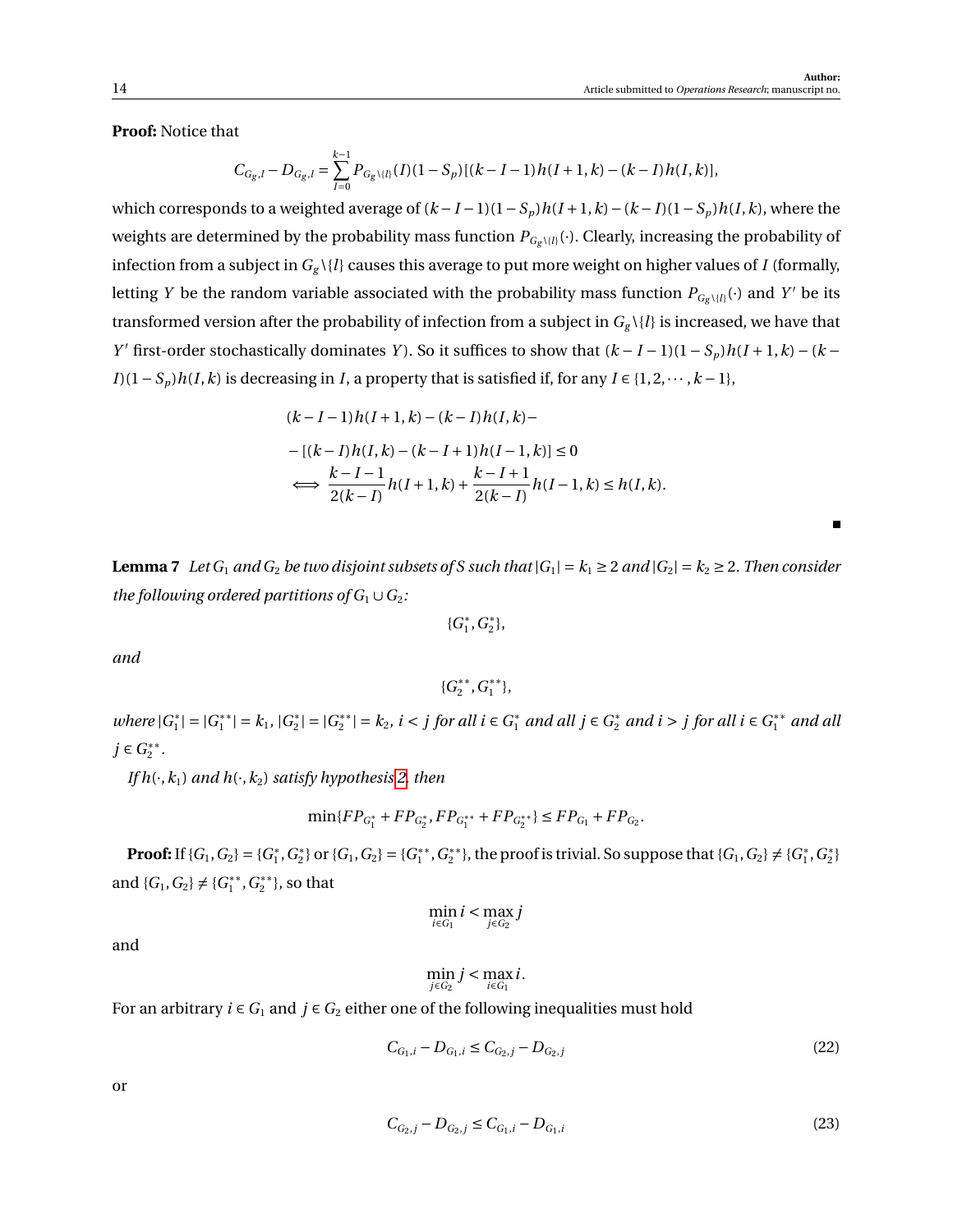**Proof:** Notice that

$$C_{G_g,l} - D_{G_g,l} = \sum_{I=0}^{k-1} P_{G_g\backslash\{l\}}(I)(1-S_p)[(k-I-1)h(I+1,k) - (k-I)h(I,k)],$$

which corresponds to a weighted average of $(k-I-1)(1-S_p)h(I+1,k) - (k-I)(1-S_p)h(I,k)$, where the weights are determined by the probability mass function $P_{G_g\backslash\{l\}}(\cdot)$. Clearly, increasing the probability of infection from a subject in $G_g\backslash\{l\}$ causes this average to put more weight on higher values of $I$ (formally, letting $Y$ be the random variable associated with the probability mass function $P_{G_g\backslash\{l\}}(\cdot)$ and $Y'$ be its transformed version after the probability of infection from a subject in $G_g\backslash\{l\}$ is increased, we have that $Y'$ first-order stochastically dominates $Y$). So it suffices to show that $(k-I-1)(1-S_p)h(I+1,k) - (k-I)(1-S_p)h(I,k)$ is decreasing in $I$, a property that is satisfied if, for any $I \in \{1,2,\cdots,k-1\}$,

$$
\begin{aligned}
&(k-I-1)h(I+1,k) - (k-I)h(I,k) - \\
&- [(k-I)h(I,k) - (k-I+1)h(I-1,k)] \leq 0 \\
\iff & \frac{k-I-1}{2(k-I)}h(I+1,k) + \frac{k-I+1}{2(k-I)}h(I-1,k) \leq h(I,k).
\end{aligned}
$$

■

**Lemma 7** *Let $G_1$ and $G_2$ be two disjoint subsets of $S$ such that $|G_1| = k_1 \geq 2$ and $|G_2| = k_2 \geq 2$. Then consider the following ordered partitions of $G_1 \cup G_2$:*

$$\{G_1^*, G_2^*\},$$

*and*

$$\{G_2^{**}, G_1^{**}\},$$

*where $|G_1^*| = |G_1^{**}| = k_1$, $|G_2^*| = |G_2^{**}| = k_2$, $i < j$ for all $i \in G_1^*$ and all $j \in G_2^*$ and $i > j$ for all $i \in G_1^{**}$ and all $j \in G_2^{**}$.*

*If $h(\cdot,k_1)$ and $h(\cdot,k_2)$ satisfy hypothesis 2, then*

$$\min\{FP_{G_1^*} + FP_{G_2^*}, FP_{G_1^{**}} + FP_{G_2^{**}}\} \leq FP_{G_1} + FP_{G_2}.$$

**Proof:** If $\{G_1, G_2\} = \{G_1^*, G_2^*\}$ or $\{G_1, G_2\} = \{G_1^{**}, G_2^{**}\}$, the proof is trivial. So suppose that $\{G_1, G_2\} \neq \{G_1^*, G_2^*\}$ and $\{G_1, G_2\} \neq \{G_1^{**}, G_2^{**}\}$, so that

$$\min_{i \in G_1} i < \max_{j \in G_2} j$$

and

$$\min_{j \in G_2} j < \max_{i \in G_1} i.$$

For an arbitrary $i \in G_1$ and $j \in G_2$ either one of the following inequalities must hold

$$C_{G_1,i} - D_{G_1,i} \leq C_{G_2,j} - D_{G_2,j} \tag{22}$$

or

$$C_{G_2,j} - D_{G_2,j} \leq C_{G_1,i} - D_{G_1,i} \tag{23}$$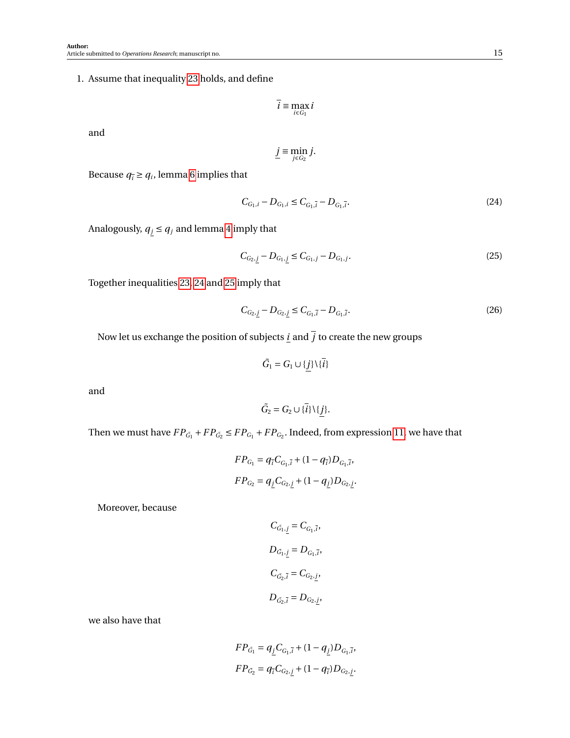1. Assume that inequality 23 holds, and define

$$\overline{i} \equiv \max_{i \in G_1} i$$

and

$$\underline{j} \equiv \min_{j \in G_2} j.$$

Because $q_{\overline{i}} \geq q_i$, lemma 6 implies that

$$C_{G_1,i} - D_{G_1,i} \leq C_{G_1,\overline{i}} - D_{G_1,\overline{i}}. \tag{24}$$

Analogously, $q_{\underline{j}} \leq q_j$ and lemma 4 imply that

$$C_{G_2,\underline{j}} - D_{G_1,\underline{j}} \leq C_{G_1,j} - D_{G_1,j}. \tag{25}$$

Together inequalities 23, 24 and 25 imply that

$$C_{G_2,\underline{j}} - D_{G_2,\underline{j}} \leq C_{G_1,\overline{i}} - D_{G_1,\overline{i}}. \tag{26}$$

Now let us exchange the position of subjects $\underline{i}$ and $\overline{j}$ to create the new groups

$$\tilde{G}_1 = G_1 \cup \{\underline{j}\} \backslash \{\overline{i}\}$$

and

$$\tilde{G}_2 = G_2 \cup \{\overline{i}\} \backslash \{\underline{j}\}.$$

Then we must have $FP_{\tilde{G}_1} + FP_{\tilde{G}_2} \leq FP_{G_1} + FP_{G_2}$. Indeed, from expression 11, we have that

$$FP_{G_1} = q_{\overline{i}} C_{G_1,\overline{i}} + (1 - q_{\overline{i}}) D_{G_1,\overline{i}},$$

$$FP_{G_2} = q_{\underline{j}} C_{G_2,\underline{j}} + (1 - q_{\underline{j}}) D_{G_2,\underline{j}}.$$

Moreover, because

$$C_{\tilde{G}_1,\underline{j}} = C_{G_1,\overline{i}},$$

$$D_{\tilde{G}_1,\underline{j}} = D_{G_1,\overline{i}},$$

$$C_{\tilde{G}_2,\overline{i}} = C_{G_2,\underline{j}},$$

$$D_{\tilde{G}_2,\overline{i}} = D_{G_2,\underline{j}},$$

we also have that

$$FP_{\tilde{G}_1} = q_{\underline{j}} C_{G_1,\overline{i}} + (1 - q_{\underline{j}}) D_{G_1,\overline{i}},$$

$$FP_{\tilde{G}_2} = q_{\overline{i}} C_{G_2,\underline{j}} + (1 - q_{\overline{i}}) D_{G_2,\underline{j}}.$$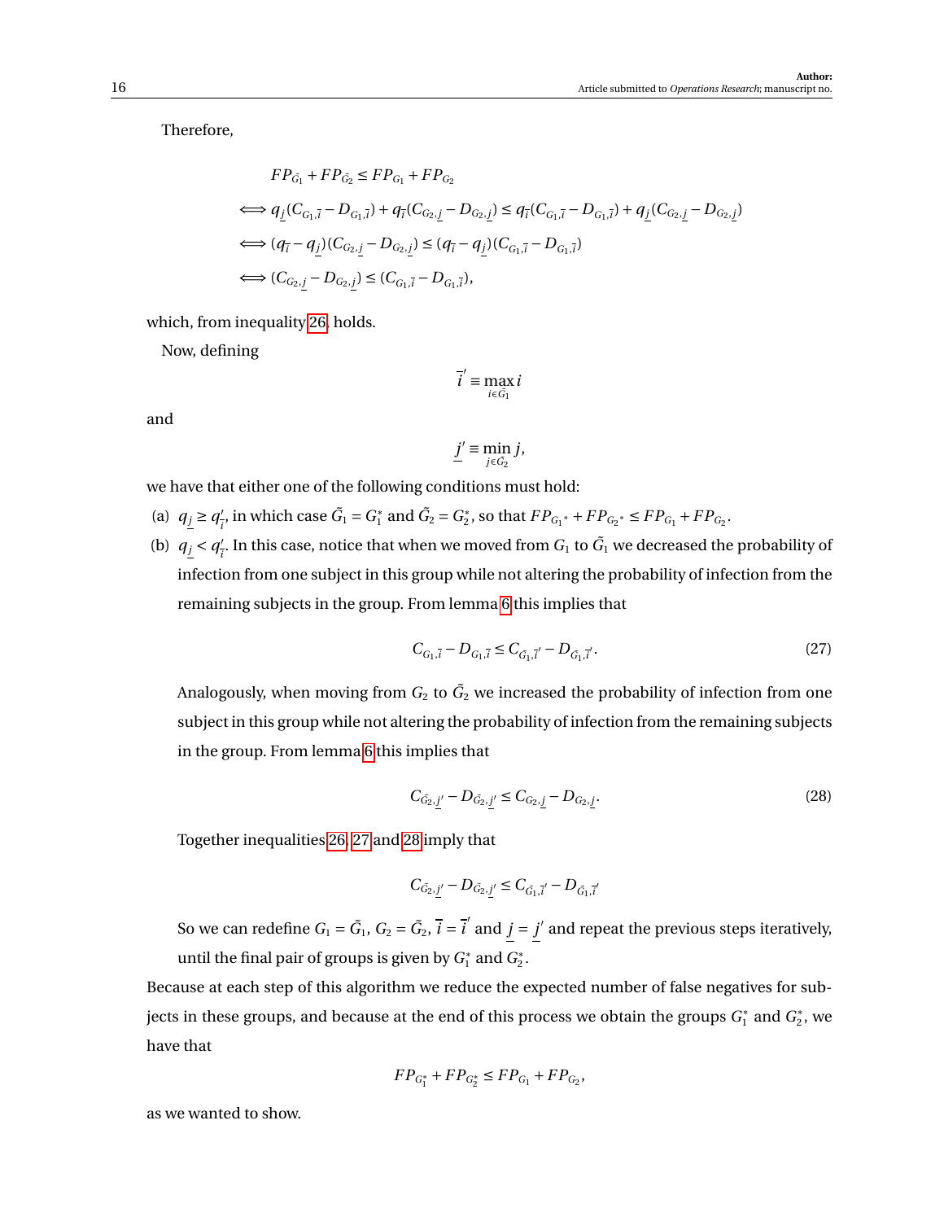Therefore,

$$
\begin{aligned}
& FP_{\tilde{G_1}} + FP_{\tilde{G_2}} \leq FP_{G_1} + FP_{G_2} \\
\iff & q_{\underline{j}}(C_{G_1,\overline{i}} - D_{G_1,\overline{i}}) + q_{\overline{i}}(C_{G_2,\underline{j}} - D_{G_2,\underline{j}}) \leq q_{\overline{i}}(C_{G_1,\overline{i}} - D_{G_1,\overline{i}}) + q_{\underline{j}}(C_{G_2,\underline{j}} - D_{G_2,\underline{j}}) \\
\iff & (q_{\overline{i}} - q_{\underline{j}})(C_{G_2,\underline{j}} - D_{G_2,\underline{j}}) \leq (q_{\overline{i}} - q_{\underline{j}})(C_{G_1,\overline{i}} - D_{G_1,\overline{i}}) \\
\iff & (C_{G_2,\underline{j}} - D_{G_2,\underline{j}}) \leq (C_{G_1,\overline{i}} - D_{G_1,\overline{i}}),
\end{aligned}
$$

which, from inequality 26, holds.

Now, defining

$$\overline{i}' \equiv \max_{i \in \tilde{G_1}} i$$

and

$$\underline{j}' \equiv \min_{j \in \tilde{G_2}} j,$$

we have that either one of the following conditions must hold:

(a) $q_{\underline{j}} \geq q'_{\overline{i}}$, in which case $\tilde{G}_1 = G_1^*$ and $\tilde{G}_2 = G_2^*$, so that $FP_{G_1{}^*} + FP_{G_2{}^*} \leq FP_{G_1} + FP_{G_2}$.

(b) $q_{\underline{j}} < q'_{\overline{i}}$. In this case, notice that when we moved from $G_1$ to $\tilde{G}_1$ we decreased the probability of infection from one subject in this group while not altering the probability of infection from the remaining subjects in the group. From lemma 6 this implies that

$$C_{G_1,\overline{i}} - D_{G_1,\overline{i}} \leq C_{\tilde{G_1},\overline{i}'} - D_{\tilde{G_1},\overline{i}'}. \tag{27}$$

Analogously, when moving from $G_2$ to $\tilde{G}_2$ we increased the probability of infection from one subject in this group while not altering the probability of infection from the remaining subjects in the group. From lemma 6 this implies that

$$C_{\tilde{G_2},\underline{j}'} - D_{\tilde{G_2},\underline{j}'} \leq C_{G_2,\underline{j}} - D_{G_2,\underline{j}}. \tag{28}$$

Together inequalities 26, 27 and 28 imply that

$$C_{\tilde{G_2},\underline{j}'} - D_{\tilde{G_2},\underline{j}'} \leq C_{\tilde{G_1},\overline{i}'} - D_{\tilde{G_1},\overline{i}'}$$

So we can redefine $G_1 = \tilde{G}_1$, $G_2 = \tilde{G}_2$, $\overline{i} = \overline{i}'$ and $\underline{j} = \underline{j}'$ and repeat the previous steps iteratively, until the final pair of groups is given by $G_1^*$ and $G_2^*$.

Because at each step of this algorithm we reduce the expected number of false negatives for subjects in these groups, and because at the end of this process we obtain the groups $G_1^*$ and $G_2^*$, we have that

$$FP_{G_1^*} + FP_{G_2^*} \leq FP_{G_1} + FP_{G_2},$$

as we wanted to show.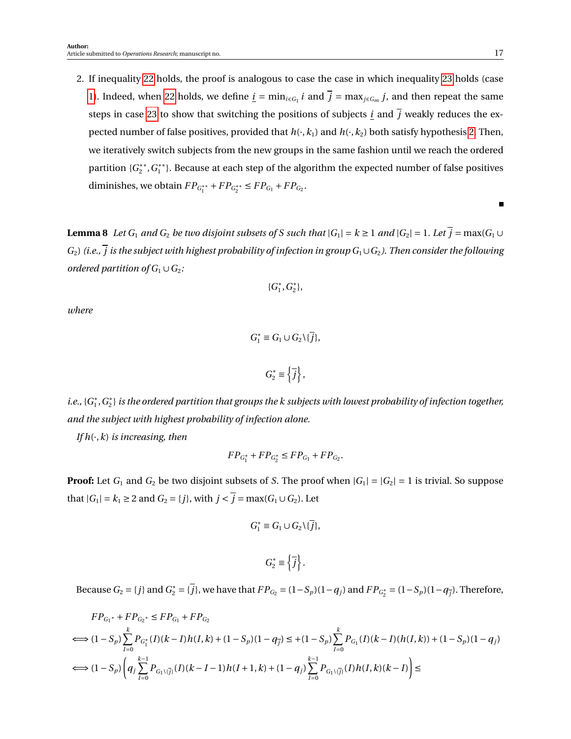2. If inequality 22 holds, the proof is analogous to case the case in which inequality 23 holds (case 1). Indeed, when 22 holds, we define $\underline{i} = \min_{i \in G_1} i$ and $\overline{j} = \max_{j \in G_m} j$, and then repeat the same steps in case 23 to show that switching the positions of subjects $\underline{i}$ and $\overline{j}$ weakly reduces the expected number of false positives, provided that $h(\cdot, k_1)$ and $h(\cdot, k_2)$ both satisfy hypothesis 2. Then, we iteratively switch subjects from the new groups in the same fashion until we reach the ordered partition $\{G_2^{**}, G_1^{**}\}$. Because at each step of the algorithm the expected number of false positives diminishes, we obtain $FP_{G_1^{**}} + FP_{G_2^{**}} \leq FP_{G_1} + FP_{G_2}$.

■

**Lemma 8** *Let $G_1$ and $G_2$ be two disjoint subsets of $S$ such that $|G_1| = k \geq 1$ and $|G_2| = 1$. Let $\overline{j} = \max(G_1 \cup G_2)$ (i.e., $\overline{j}$ is the subject with highest probability of infection in group $G_1 \cup G_2$). Then consider the following ordered partition of $G_1 \cup G_2$:*

$$\{G_1^*, G_2^*\},$$

*where*

$$G_1^* \equiv G_1 \cup G_2 \backslash \{\overline{j}\},$$

$$G_2^* \equiv \left\{\overline{j}\right\},$$

*i.e., $\{G_1^*, G_2^*\}$ is the ordered partition that groups the k subjects with lowest probability of infection together, and the subject with highest probability of infection alone.*

*If $h(\cdot, k)$ is increasing, then*

$$FP_{G_1^*} + FP_{G_2^*} \leq FP_{G_1} + FP_{G_2}.$$

**Proof:** Let $G_1$ and $G_2$ be two disjoint subsets of $S$. The proof when $|G_1| = |G_2| = 1$ is trivial. So suppose that $|G_1| = k_1 \geq 2$ and $G_2 = \{j\}$, with $j < \overline{j} = \max(G_1 \cup G_2)$. Let

$$G_1^* \equiv G_1 \cup G_2 \backslash \{\overline{j}\},$$

$$G_2^* \equiv \left\{\overline{j}\right\}.$$

Because $G_2 = \{j\}$ and $G_2^* = \{\overline{j}\}$, we have that $FP_{G_2} = (1 - S_p)(1 - q_j)$ and $FP_{G_2^*} = (1 - S_p)(1 - q_{\overline{j}})$. Therefore,

$$
\begin{aligned}
& FP_{G_1{}^*} + FP_{G_2{}^*} \leq FP_{G_1} + FP_{G_2} \\
\iff & (1 - S_p)\sum_{I=0}^{k} P_{G_1^*}(I)(k - I)h(I, k) + (1 - S_p)(1 - q_{\overline{j}}) \leq +(1 - S_p)\sum_{I=0}^{k} P_{G_1}(I)(k - I)(h(I, k)) + (1 - S_p)(1 - q_j) \\
\iff & (1 - S_p)\left(q_j \sum_{I=0}^{k-1} P_{G_1 \backslash \{\overline{j}\}}(I)(k - I - 1)h(I + 1, k) + (1 - q_j)\sum_{I=0}^{k-1} P_{G_1 \backslash \{\overline{j}\}}(I)h(I, k)(k - I)\right) \leq
\end{aligned}
$$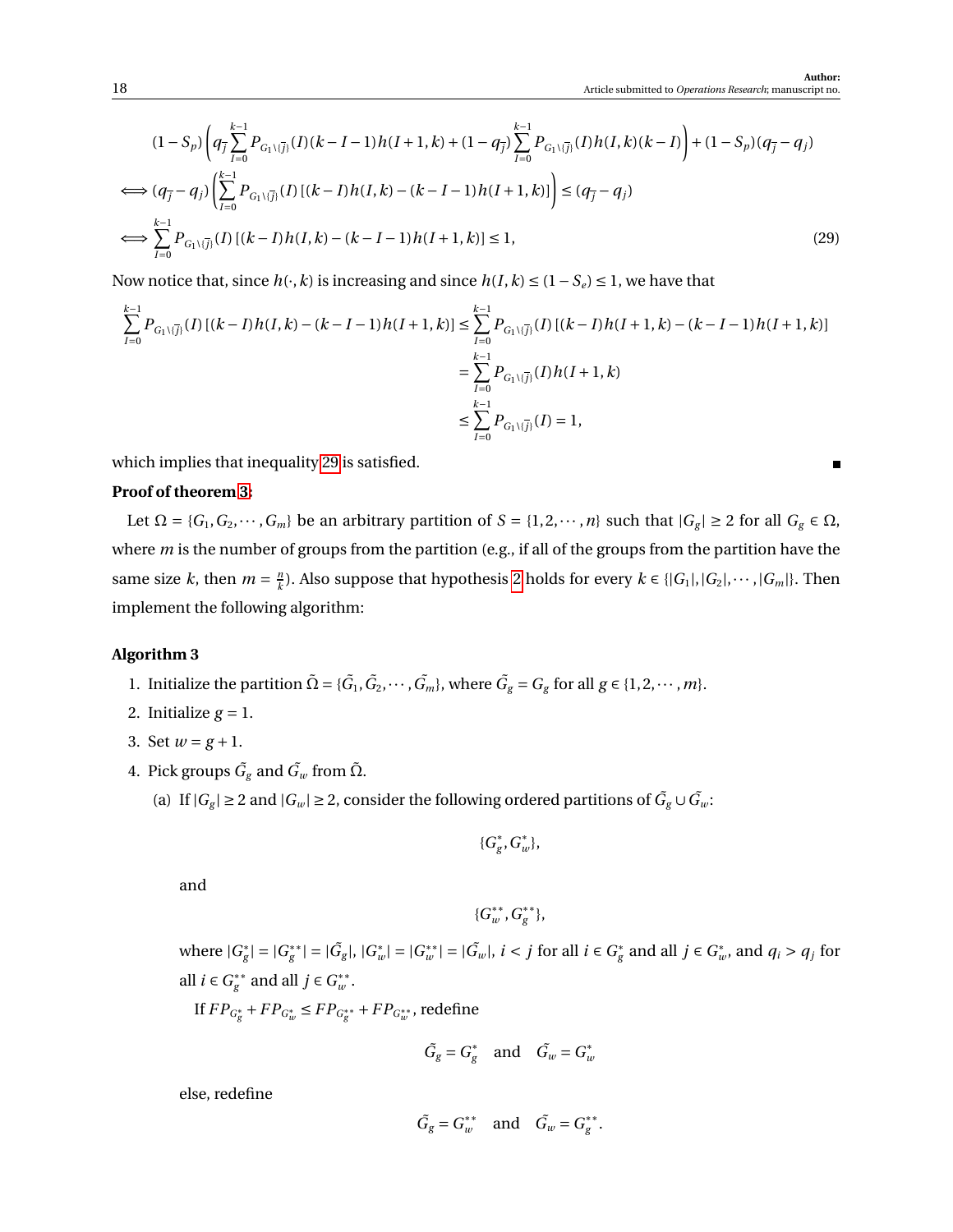$$(1-S_p)\left(q_{\bar{j}}\sum_{I=0}^{k-1}P_{G_1\setminus\{\bar{j}\}}(I)(k-I-1)h(I+1,k)+(1-q_{\bar{j}})\sum_{I=0}^{k-1}P_{G_1\setminus\{\bar{j}\}}(I)h(I,k)(k-I)\right)+(1-S_p)(q_{\bar{j}}-q_j)$$

$$\iff (q_{\bar{j}}-q_j)\left(\sum_{I=0}^{k-1}P_{G_1\setminus\{\bar{j}\}}(I)\left[(k-I)h(I,k)-(k-I-1)h(I+1,k)\right]\right)\le(q_{\bar{j}}-q_j)$$

$$\iff \sum_{I=0}^{k-1}P_{G_1\setminus\{\bar{j}\}}(I)\left[(k-I)h(I,k)-(k-I-1)h(I+1,k)\right]\le 1, \tag{29}$$

Now notice that, since $h(\cdot,k)$ is increasing and since $h(I,k)\le(1-S_e)\le 1$, we have that

$$\begin{aligned}
\sum_{I=0}^{k-1}P_{G_1\setminus\{\bar{j}\}}(I)\left[(k-I)h(I,k)-(k-I-1)h(I+1,k)\right] &\le \sum_{I=0}^{k-1}P_{G_1\setminus\{\bar{j}\}}(I)\left[(k-I)h(I+1,k)-(k-I-1)h(I+1,k)\right]\\
&=\sum_{I=0}^{k-1}P_{G_1\setminus\{\bar{j}\}}(I)h(I+1,k)\\
&\le\sum_{I=0}^{k-1}P_{G_1\setminus\{\bar{j}\}}(I)=1,
\end{aligned}$$

which implies that inequality 29 is satisfied. ■

**Proof of theorem 3:**

Let $\Omega=\{G_1,G_2,\cdots,G_m\}$ be an arbitrary partition of $S=\{1,2,\cdots,n\}$ such that $|G_g|\ge 2$ for all $G_g\in\Omega$, where $m$ is the number of groups from the partition (e.g., if all of the groups from the partition have the same size $k$, then $m=\frac{n}{k}$). Also suppose that hypothesis 2 holds for every $k\in\{|G_1|,|G_2|,\cdots,|G_m|\}$. Then implement the following algorithm:

**Algorithm 3**

1. Initialize the partition $\tilde{\Omega}=\{\tilde{G_1},\tilde{G_2},\cdots,\tilde{G_m}\}$, where $\tilde{G_g}=G_g$ for all $g\in\{1,2,\cdots,m\}$.
2. Initialize $g=1$.
3. Set $w=g+1$.
4. Pick groups $\tilde{G_g}$ and $\tilde{G_w}$ from $\tilde{\Omega}$.
   (a) If $|G_g|\ge 2$ and $|G_w|\ge 2$, consider the following ordered partitions of $\tilde{G_g}\cup\tilde{G_w}$:

   $$\{G_g^*,G_w^*\},$$

   and

   $$\{G_w^{**},G_g^{**}\},$$

   where $|G_g^*|=|G_g^{**}|=|\tilde{G_g}|$, $|G_w^*|=|G_w^{**}|=|\tilde{G_w}|$, $i<j$ for all $i\in G_g^*$ and all $j\in G_w^*$, and $q_i>q_j$ for all $i\in G_g^{**}$ and all $j\in G_w^{**}$.

   If $FP_{G_g^*}+FP_{G_w^*}\le FP_{G_g^{**}}+FP_{G_w^{**}}$, redefine

   $$\tilde{G_g}=G_g^*\quad\text{and}\quad\tilde{G_w}=G_w^*$$

   else, redefine

   $$\tilde{G_g}=G_w^{**}\quad\text{and}\quad\tilde{G_w}=G_g^{**}.$$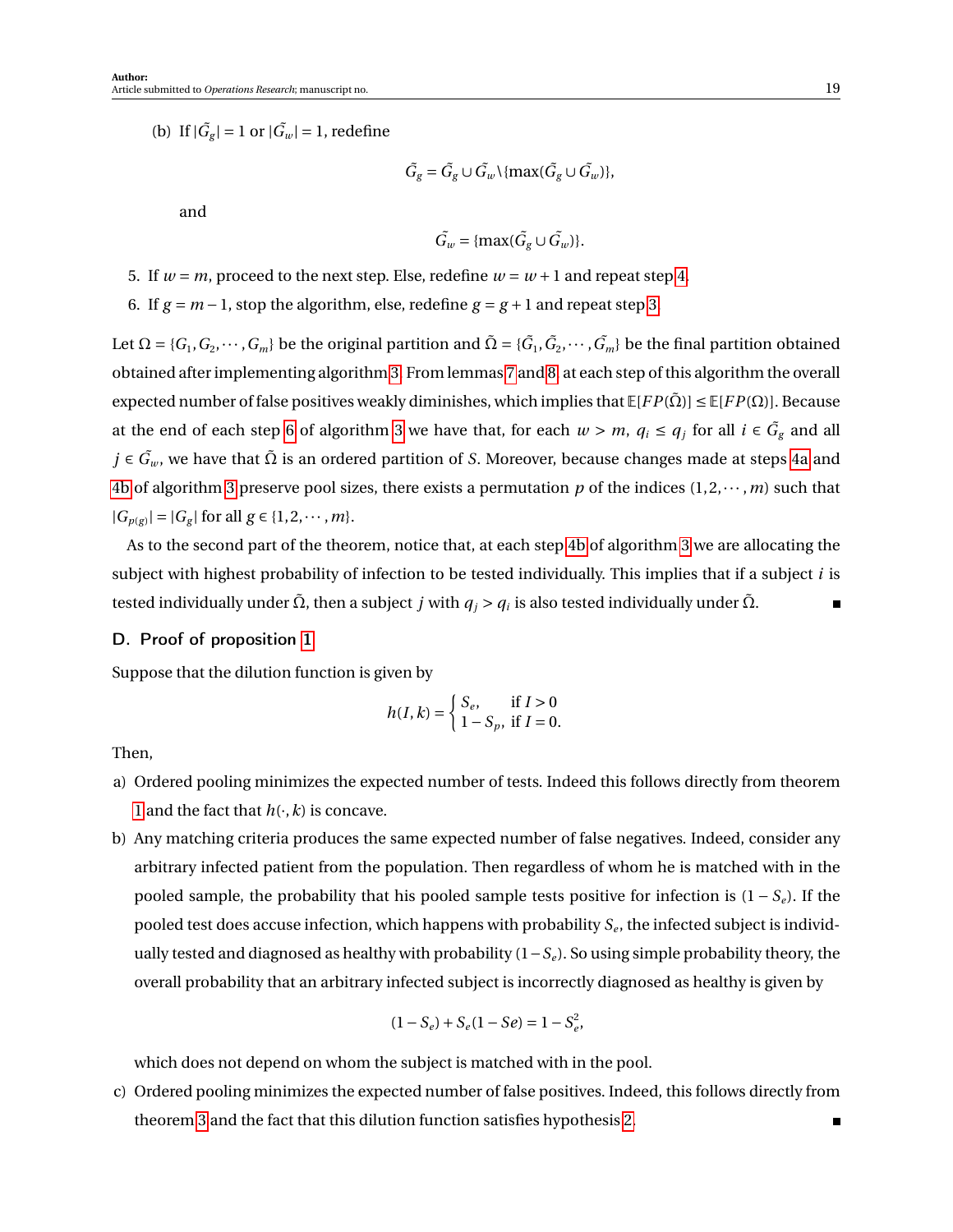(b) If $|\tilde{G_g}| = 1$ or $|\tilde{G_w}| = 1$, redefine

$$\tilde{G_g} = \tilde{G_g} \cup \tilde{G_w} \setminus \{\max(\tilde{G_g} \cup \tilde{G_w})\},$$

and

$$\tilde{G_w} = \{\max(\tilde{G_g} \cup \tilde{G_w})\}.$$

5. If $w = m$, proceed to the next step. Else, redefine $w = w + 1$ and repeat step 4.
6. If $g = m - 1$, stop the algorithm, else, redefine $g = g + 1$ and repeat step 3.

Let $\Omega = \{G_1, G_2, \cdots, G_m\}$ be the original partition and $\tilde{\Omega} = \{\tilde{G_1}, \tilde{G_2}, \cdots, \tilde{G_m}\}$ be the final partition obtained obtained after implementing algorithm 3. From lemmas 7 and 8, at each step of this algorithm the overall expected number of false positives weakly diminishes, which implies that $\mathbb{E}[FP(\tilde{\Omega})] \leq \mathbb{E}[FP(\Omega)]$. Because at the end of each step 6 of algorithm 3 we have that, for each $w > m$, $q_i \leq q_j$ for all $i \in \tilde{G_g}$ and all $j \in \tilde{G_w}$, we have that $\tilde{\Omega}$ is an ordered partition of $S$. Moreover, because changes made at steps 4a and 4b of algorithm 3 preserve pool sizes, there exists a permutation $p$ of the indices $(1, 2, \cdots, m)$ such that $|G_{p(g)}| = |G_g|$ for all $g \in \{1, 2, \cdots, m\}$.

As to the second part of the theorem, notice that, at each step 4b of algorithm 3 we are allocating the subject with highest probability of infection to be tested individually. This implies that if a subject $i$ is tested individually under $\tilde{\Omega}$, then a subject $j$ with $q_j > q_i$ is also tested individually under $\tilde{\Omega}$. ■

## D. Proof of proposition 1

Suppose that the dilution function is given by

$$h(I, k) = \begin{cases} S_e, & \text{if } I > 0 \\ 1 - S_p, & \text{if } I = 0. \end{cases}$$

Then,

a) Ordered pooling minimizes the expected number of tests. Indeed this follows directly from theorem 1 and the fact that $h(\cdot, k)$ is concave.

b) Any matching criteria produces the same expected number of false negatives. Indeed, consider any arbitrary infected patient from the population. Then regardless of whom he is matched with in the pooled sample, the probability that his pooled sample tests positive for infection is $(1 - S_e)$. If the pooled test does accuse infection, which happens with probability $S_e$, the infected subject is individually tested and diagnosed as healthy with probability $(1 - S_e)$. So using simple probability theory, the overall probability that an arbitrary infected subject is incorrectly diagnosed as healthy is given by

$$(1 - S_e) + S_e(1 - Se) = 1 - S_e^2,$$

which does not depend on whom the subject is matched with in the pool.

c) Ordered pooling minimizes the expected number of false positives. Indeed, this follows directly from theorem 3 and the fact that this dilution function satisfies hypothesis 2. ■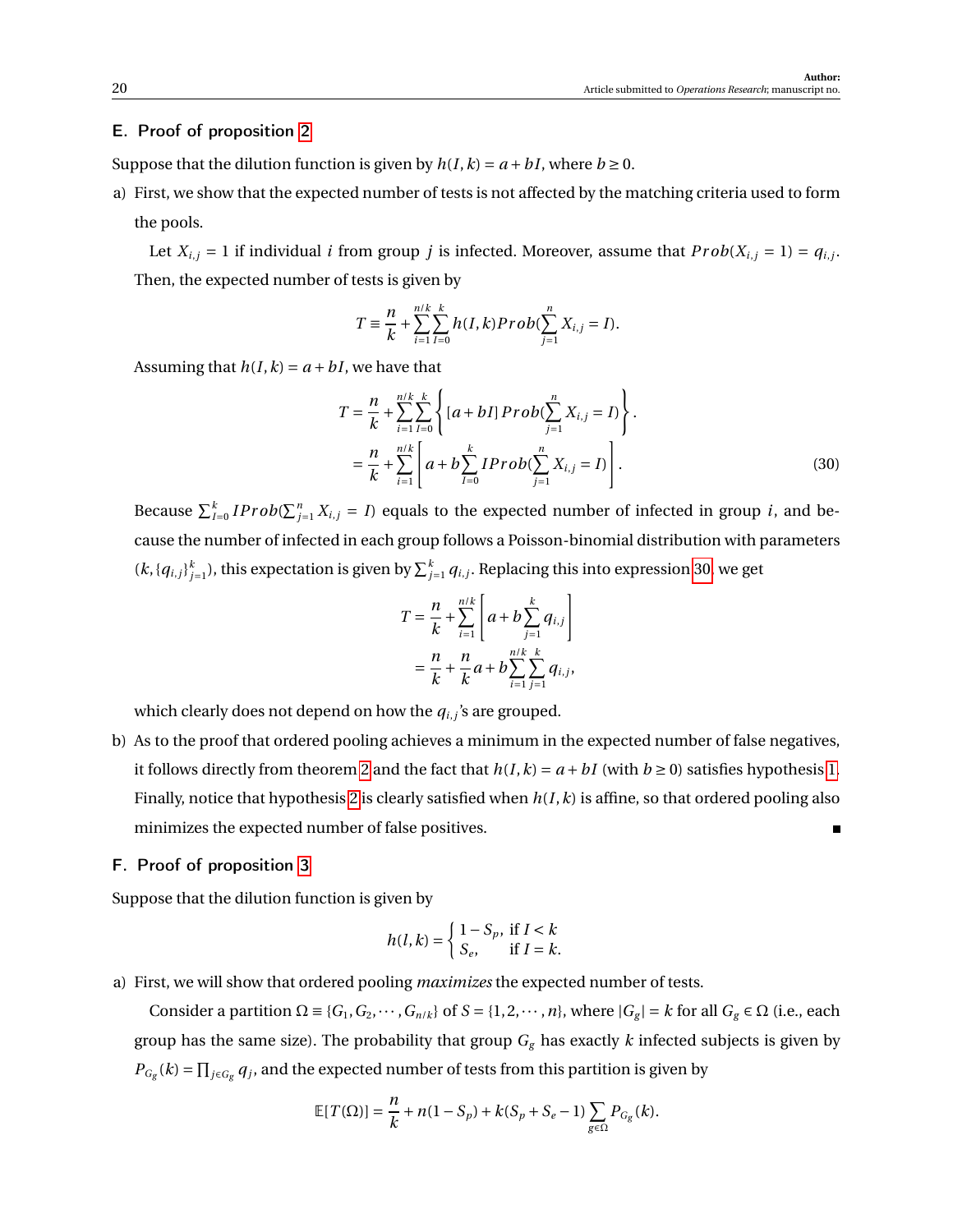## E. Proof of proposition 2

Suppose that the dilution function is given by $h(I,k) = a + bI$, where $b \geq 0$.

a) First, we show that the expected number of tests is not affected by the matching criteria used to form the pools.

   Let $X_{i,j} = 1$ if individual $i$ from group $j$ is infected. Moreover, assume that $Prob(X_{i,j} = 1) = q_{i,j}$. Then, the expected number of tests is given by

$$T \equiv \frac{n}{k} + \sum_{i=1}^{n/k}\sum_{I=0}^{k} h(I,k) Prob(\sum_{j=1}^{n} X_{i,j} = I).$$

   Assuming that $h(I,k) = a + bI$, we have that

$$\begin{aligned} T &= \frac{n}{k} + \sum_{i=1}^{n/k}\sum_{I=0}^{k}\left\{[a+bI]\, Prob(\sum_{j=1}^{n} X_{i,j} = I)\right\}. \\ &= \frac{n}{k} + \sum_{i=1}^{n/k}\left[a + b\sum_{I=0}^{k} I Prob(\sum_{j=1}^{n} X_{i,j} = I)\right]. \end{aligned} \tag{30}$$

   Because $\sum_{I=0}^{k} I Prob(\sum_{j=1}^{n} X_{i,j} = I)$ equals to the expected number of infected in group $i$, and because the number of infected in each group follows a Poisson-binomial distribution with parameters $(k, \{q_{i,j}\}_{j=1}^{k})$, this expectation is given by $\sum_{j=1}^{k} q_{i,j}$. Replacing this into expression 30, we get

$$\begin{aligned} T &= \frac{n}{k} + \sum_{i=1}^{n/k}\left[a + b\sum_{j=1}^{k} q_{i,j}\right] \\ &= \frac{n}{k} + \frac{n}{k}a + b\sum_{i=1}^{n/k}\sum_{j=1}^{k} q_{i,j}, \end{aligned}$$

   which clearly does not depend on how the $q_{i,j}$'s are grouped.

b) As to the proof that ordered pooling achieves a minimum in the expected number of false negatives, it follows directly from theorem 2 and the fact that $h(I,k) = a + bI$ (with $b \geq 0$) satisfies hypothesis 1. Finally, notice that hypothesis 2 is clearly satisfied when $h(I,k)$ is affine, so that ordered pooling also minimizes the expected number of false positives. ■

## F. Proof of proposition 3

Suppose that the dilution function is given by

$$h(l,k) = \begin{cases} 1 - S_p, & \text{if } I < k \\ S_e, & \text{if } I = k. \end{cases}$$

a) First, we will show that ordered pooling *maximizes* the expected number of tests.

   Consider a partition $\Omega \equiv \{G_1, G_2, \cdots, G_{n/k}\}$ of $S = \{1, 2, \cdots, n\}$, where $|G_g| = k$ for all $G_g \in \Omega$ (i.e., each group has the same size). The probability that group $G_g$ has exactly $k$ infected subjects is given by $P_{G_g}(k) = \prod_{j \in G_g} q_j$, and the expected number of tests from this partition is given by

$$\mathbb{E}[T(\Omega)] = \frac{n}{k} + n(1 - S_p) + k(S_p + S_e - 1)\sum_{g \in \Omega} P_{G_g}(k).$$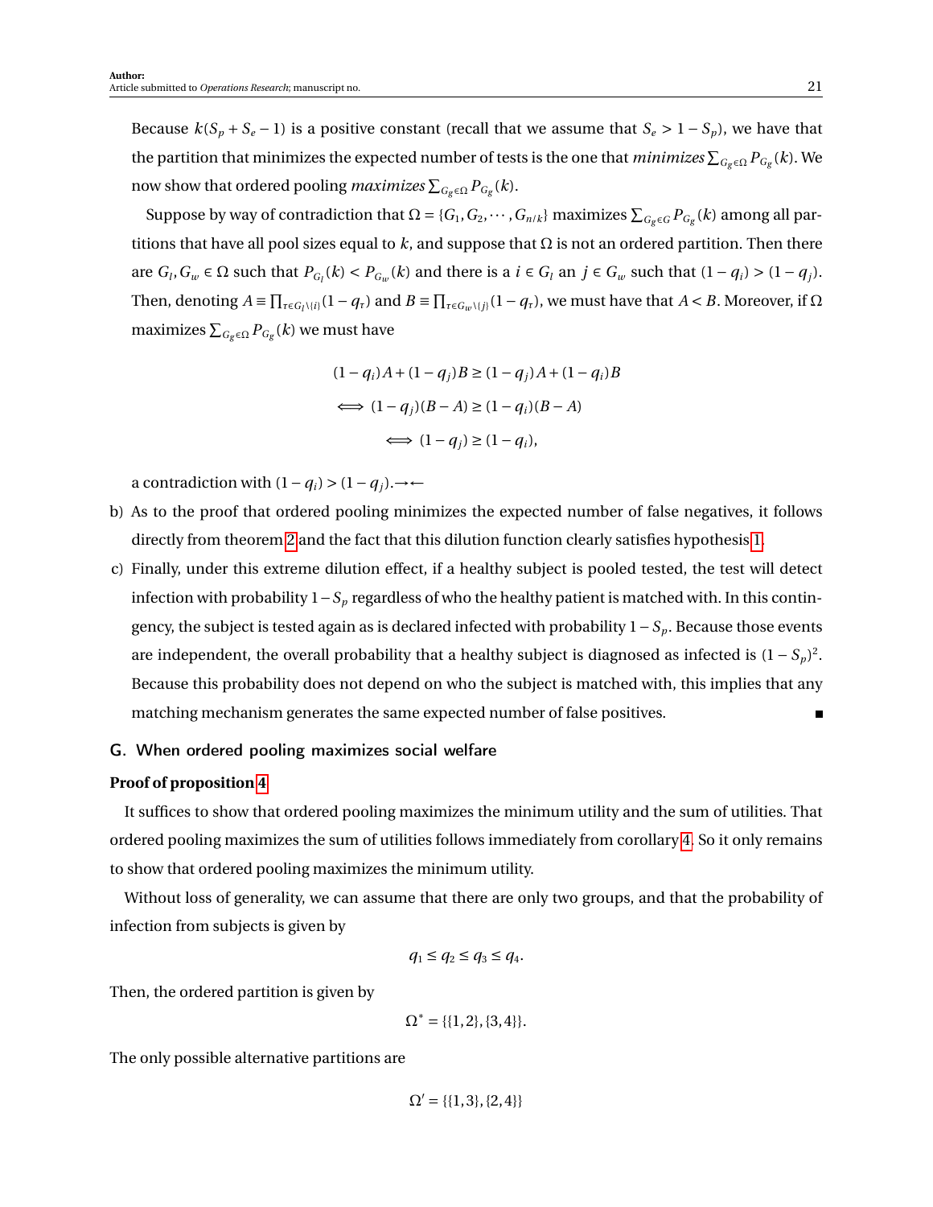Because $k(S_p + S_e - 1)$ is a positive constant (recall that we assume that $S_e > 1 - S_p$), we have that the partition that minimizes the expected number of tests is the one that *minimizes* $\sum_{G_g \in \Omega} P_{G_g}(k)$. We now show that ordered pooling *maximizes* $\sum_{G_g \in \Omega} P_{G_g}(k)$.

Suppose by way of contradiction that $\Omega = \{G_1, G_2, \cdots, G_{n/k}\}$ maximizes $\sum_{G_g \in G} P_{G_g}(k)$ among all partitions that have all pool sizes equal to $k$, and suppose that $\Omega$ is not an ordered partition. Then there are $G_l, G_w \in \Omega$ such that $P_{G_l}(k) < P_{G_w}(k)$ and there is a $i \in G_l$ an $j \in G_w$ such that $(1 - q_i) > (1 - q_j)$. Then, denoting $A \equiv \prod_{\tau \in G_l \setminus \{i\}} (1 - q_\tau)$ and $B \equiv \prod_{\tau \in G_w \setminus \{j\}} (1 - q_\tau)$, we must have that $A < B$. Moreover, if $\Omega$ maximizes $\sum_{G_g \in \Omega} P_{G_g}(k)$ we must have

$$
\begin{aligned}
(1 - q_i)A + (1 - q_j)B &\geq (1 - q_j)A + (1 - q_i)B \\
\iff (1 - q_j)(B - A) &\geq (1 - q_i)(B - A) \\
\iff (1 - q_j) &\geq (1 - q_i),
\end{aligned}
$$

a contradiction with $(1 - q_i) > (1 - q_j)$.$\rightarrow\leftarrow$

b) As to the proof that ordered pooling minimizes the expected number of false negatives, it follows directly from theorem 2 and the fact that this dilution function clearly satisfies hypothesis 1.

c) Finally, under this extreme dilution effect, if a healthy subject is pooled tested, the test will detect infection with probability $1 - S_p$ regardless of who the healthy patient is matched with. In this contingency, the subject is tested again as is declared infected with probability $1 - S_p$. Because those events are independent, the overall probability that a healthy subject is diagnosed as infected is $(1 - S_p)^2$. Because this probability does not depend on who the subject is matched with, this implies that any matching mechanism generates the same expected number of false positives. ∎

## G. When ordered pooling maximizes social welfare

**Proof of proposition 4**

It suffices to show that ordered pooling maximizes the minimum utility and the sum of utilities. That ordered pooling maximizes the sum of utilities follows immediately from corollary 4. So it only remains to show that ordered pooling maximizes the minimum utility.

Without loss of generality, we can assume that there are only two groups, and that the probability of infection from subjects is given by

$$
q_1 \leq q_2 \leq q_3 \leq q_4.
$$

Then, the ordered partition is given by

$$
\Omega^* = \{\{1,2\},\{3,4\}\}.
$$

The only possible alternative partitions are

$$
\Omega' = \{\{1,3\},\{2,4\}\}
$$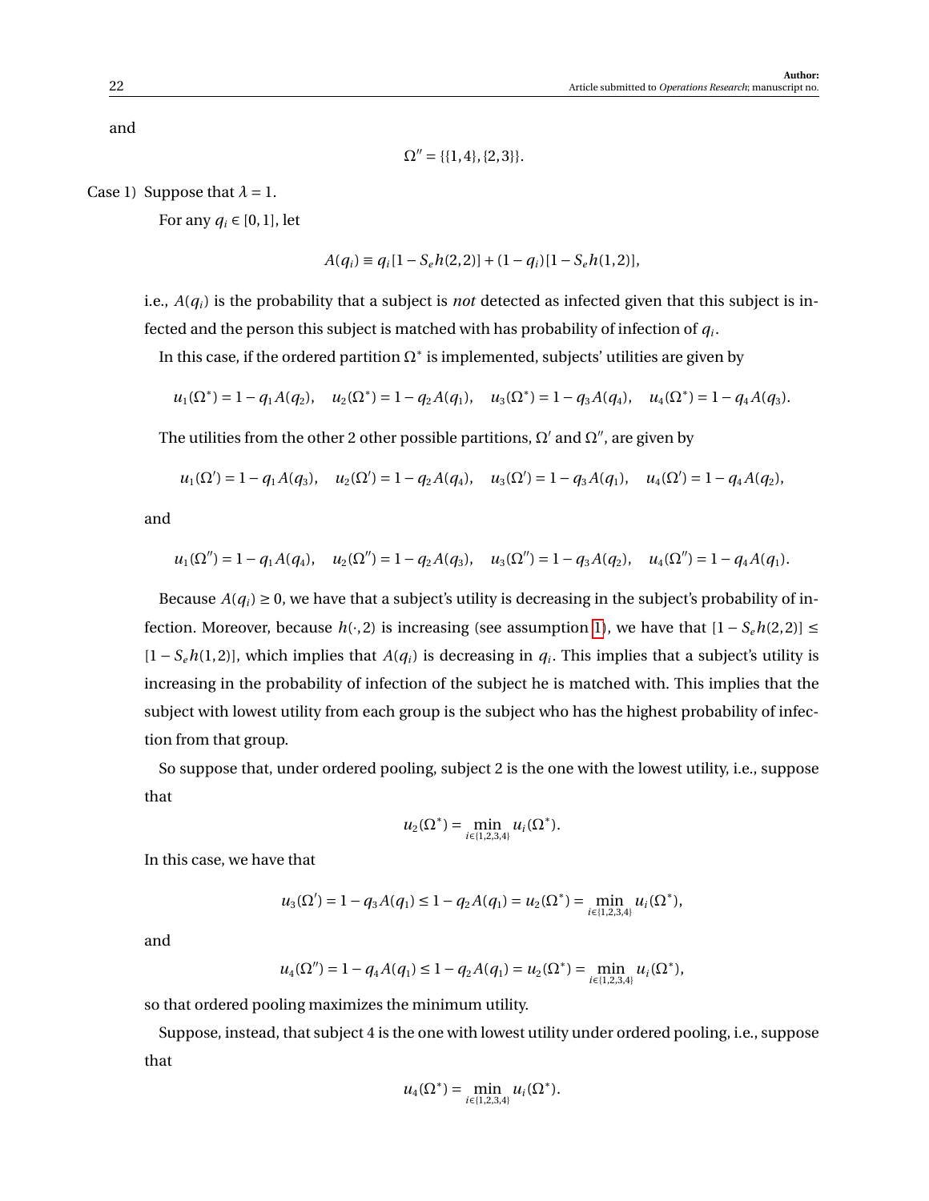and

$$\Omega'' = \{\{1,4\},\{2,3\}\}.$$

Case 1) Suppose that $\lambda = 1$.

For any $q_i \in [0,1]$, let

$$A(q_i) \equiv q_i[1 - S_e h(2,2)] + (1-q_i)[1 - S_e h(1,2)],$$

i.e., $A(q_i)$ is the probability that a subject is *not* detected as infected given that this subject is infected and the person this subject is matched with has probability of infection of $q_i$.

In this case, if the ordered partition $\Omega^*$ is implemented, subjects' utilities are given by

$$u_1(\Omega^*) = 1 - q_1 A(q_2), \quad u_2(\Omega^*) = 1 - q_2 A(q_1), \quad u_3(\Omega^*) = 1 - q_3 A(q_4), \quad u_4(\Omega^*) = 1 - q_4 A(q_3).$$

The utilities from the other 2 other possible partitions, $\Omega'$ and $\Omega''$, are given by

$$u_1(\Omega') = 1 - q_1 A(q_3), \quad u_2(\Omega') = 1 - q_2 A(q_4), \quad u_3(\Omega') = 1 - q_3 A(q_1), \quad u_4(\Omega') = 1 - q_4 A(q_2),$$

and

$$u_1(\Omega'') = 1 - q_1 A(q_4), \quad u_2(\Omega'') = 1 - q_2 A(q_3), \quad u_3(\Omega'') = 1 - q_3 A(q_2), \quad u_4(\Omega'') = 1 - q_4 A(q_1).$$

Because $A(q_i) \geq 0$, we have that a subject's utility is decreasing in the subject's probability of infection. Moreover, because $h(\cdot, 2)$ is increasing (see assumption 1), we have that $[1 - S_e h(2,2)] \leq [1 - S_e h(1,2)]$, which implies that $A(q_i)$ is decreasing in $q_i$. This implies that a subject's utility is increasing in the probability of infection of the subject he is matched with. This implies that the subject with lowest utility from each group is the subject who has the highest probability of infection from that group.

So suppose that, under ordered pooling, subject 2 is the one with the lowest utility, i.e., suppose that

$$u_2(\Omega^*) = \min_{i \in \{1,2,3,4\}} u_i(\Omega^*).$$

In this case, we have that

$$u_3(\Omega') = 1 - q_3 A(q_1) \leq 1 - q_2 A(q_1) = u_2(\Omega^*) = \min_{i \in \{1,2,3,4\}} u_i(\Omega^*),$$

and

$$u_4(\Omega'') = 1 - q_4 A(q_1) \leq 1 - q_2 A(q_1) = u_2(\Omega^*) = \min_{i \in \{1,2,3,4\}} u_i(\Omega^*),$$

so that ordered pooling maximizes the minimum utility.

Suppose, instead, that subject 4 is the one with lowest utility under ordered pooling, i.e., suppose that

$$u_4(\Omega^*) = \min_{i \in \{1,2,3,4\}} u_i(\Omega^*).$$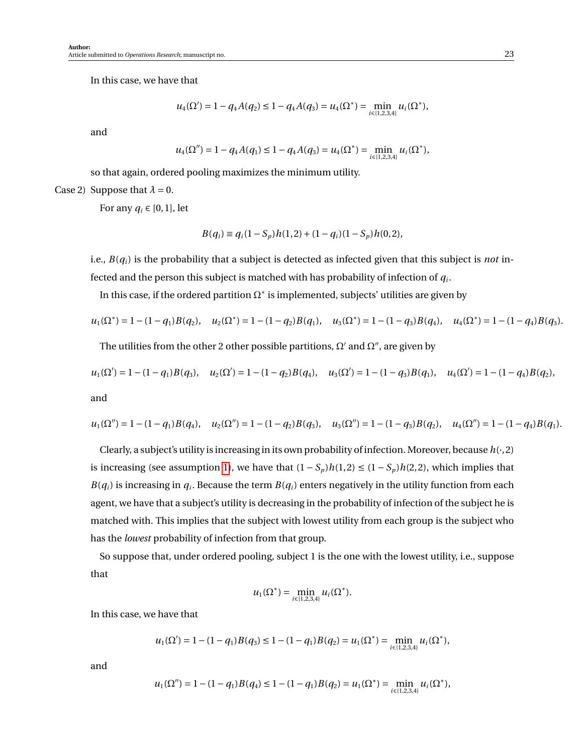In this case, we have that

$$u_4(\Omega') = 1 - q_4 A(q_2) \le 1 - q_4 A(q_3) = u_4(\Omega^*) = \min_{i\in\{1,2,3,4\}} u_i(\Omega^*),$$

and

$$u_4(\Omega'') = 1 - q_4 A(q_1) \le 1 - q_4 A(q_3) = u_4(\Omega^*) = \min_{i\in\{1,2,3,4\}} u_i(\Omega^*),$$

so that again, ordered pooling maximizes the minimum utility.

Case 2) Suppose that $\lambda = 0$.

For any $q_i \in [0,1]$, let

$$B(q_i) \equiv q_i(1-S_p)h(1,2) + (1-q_i)(1-S_p)h(0,2),$$

i.e., $B(q_i)$ is the probability that a subject is detected as infected given that this subject is *not* infected and the person this subject is matched with has probability of infection of $q_i$.

In this case, if the ordered partition $\Omega^*$ is implemented, subjects' utilities are given by

$$u_1(\Omega^*) = 1-(1-q_1)B(q_2), \quad u_2(\Omega^*) = 1-(1-q_2)B(q_1), \quad u_3(\Omega^*) = 1-(1-q_3)B(q_4), \quad u_4(\Omega^*) = 1-(1-q_4)B(q_3).$$

The utilities from the other 2 other possible partitions, $\Omega'$ and $\Omega''$, are given by

$$u_1(\Omega') = 1-(1-q_1)B(q_3), \quad u_2(\Omega') = 1-(1-q_2)B(q_4), \quad u_3(\Omega') = 1-(1-q_3)B(q_1), \quad u_4(\Omega') = 1-(1-q_4)B(q_2),$$

and

$$u_1(\Omega'') = 1-(1-q_1)B(q_4), \quad u_2(\Omega'') = 1-(1-q_2)B(q_3), \quad u_3(\Omega'') = 1-(1-q_3)B(q_2), \quad u_4(\Omega'') = 1-(1-q_4)B(q_1).$$

Clearly, a subject's utility is increasing in its own probability of infection. Moreover, because $h(\cdot,2)$ is increasing (see assumption 1), we have that $(1-S_p)h(1,2) \le (1-S_p)h(2,2)$, which implies that $B(q_i)$ is increasing in $q_i$. Because the term $B(q_i)$ enters negatively in the utility function from each agent, we have that a subject's utility is decreasing in the probability of infection of the subject he is matched with. This implies that the subject with lowest utility from each group is the subject who has the *lowest* probability of infection from that group.

So suppose that, under ordered pooling, subject 1 is the one with the lowest utility, i.e., suppose that

$$u_1(\Omega^*) = \min_{i\in\{1,2,3,4\}} u_i(\Omega^*).$$

In this case, we have that

$$u_1(\Omega') = 1-(1-q_1)B(q_3) \le 1-(1-q_1)B(q_2) = u_1(\Omega^*) = \min_{i\in\{1,2,3,4\}} u_i(\Omega^*),$$

and

$$u_1(\Omega'') = 1-(1-q_1)B(q_4) \le 1-(1-q_1)B(q_2) = u_1(\Omega^*) = \min_{i\in\{1,2,3,4\}} u_i(\Omega^*),$$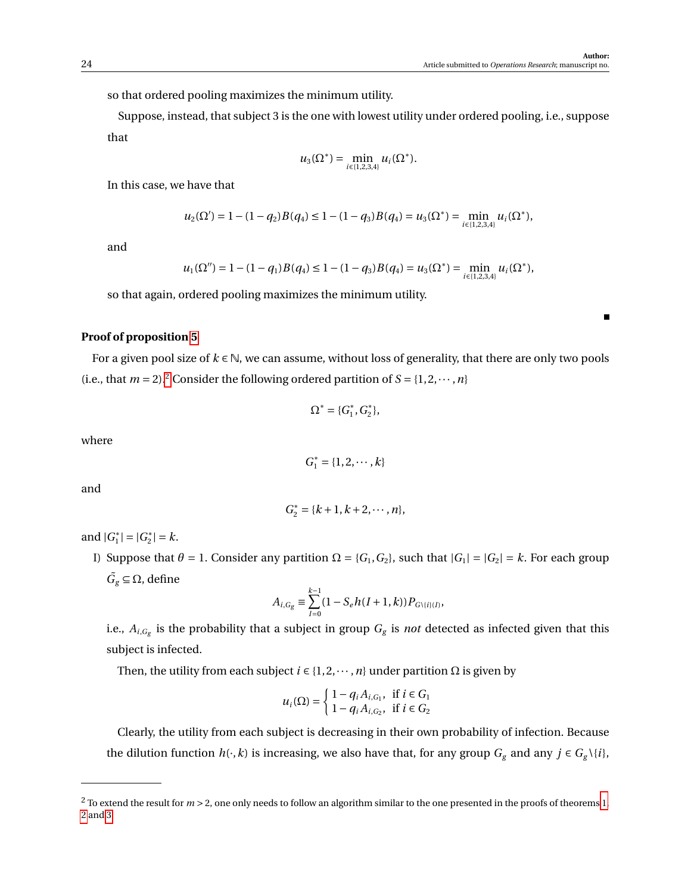so that ordered pooling maximizes the minimum utility.

Suppose, instead, that subject 3 is the one with lowest utility under ordered pooling, i.e., suppose that

$$u_3(\Omega^*) = \min_{i\in\{1,2,3,4\}} u_i(\Omega^*).$$

In this case, we have that

$$u_2(\Omega') = 1-(1-q_2)B(q_4) \leq 1-(1-q_3)B(q_4) = u_3(\Omega^*) = \min_{i\in\{1,2,3,4\}} u_i(\Omega^*),$$

and

$$u_1(\Omega'') = 1-(1-q_1)B(q_4) \leq 1-(1-q_3)B(q_4) = u_3(\Omega^*) = \min_{i\in\{1,2,3,4\}} u_i(\Omega^*),$$

so that again, ordered pooling maximizes the minimum utility.

■

**Proof of proposition 5**

For a given pool size of $k \in \mathbb{N}$, we can assume, without loss of generality, that there are only two pools (i.e., that $m = 2$).[2] Consider the following ordered partition of $S = \{1, 2, \cdots, n\}$

$$\Omega^* = \{G_1^*, G_2^*\},$$

where

$$G_1^* = \{1, 2, \cdots, k\}$$

and

$$G_2^* = \{k+1, k+2, \cdots, n\},$$

and $|G_1^*| = |G_2^*| = k$.

I) Suppose that $\theta = 1$. Consider any partition $\Omega = \{G_1, G_2\}$, such that $|G_1| = |G_2| = k$. For each group $\tilde{G}_g \subseteq \Omega$, define

$$A_{i,G_g} \equiv \sum_{I=0}^{k-1} (1 - S_e h(I+1,k)) P_{G\setminus\{i\}(I)},$$

i.e., $A_{i,G_g}$ is the probability that a subject in group $G_g$ is *not* detected as infected given that this subject is infected.

Then, the utility from each subject $i \in \{1, 2, \cdots, n\}$ under partition $\Omega$ is given by

$$u_i(\Omega) = \begin{cases} 1 - q_i A_{i,G_1}, & \text{if } i \in G_1 \\ 1 - q_i A_{i,G_2}, & \text{if } i \in G_2 \end{cases}$$

Clearly, the utility from each subject is decreasing in their own probability of infection. Because the dilution function $h(\cdot, k)$ is increasing, we also have that, for any group $G_g$ and any $j \in G_g\setminus\{i\}$,

---

[2] To extend the result for $m > 2$, one only needs to follow an algorithm similar to the one presented in the proofs of theorems 1, 2 and 3.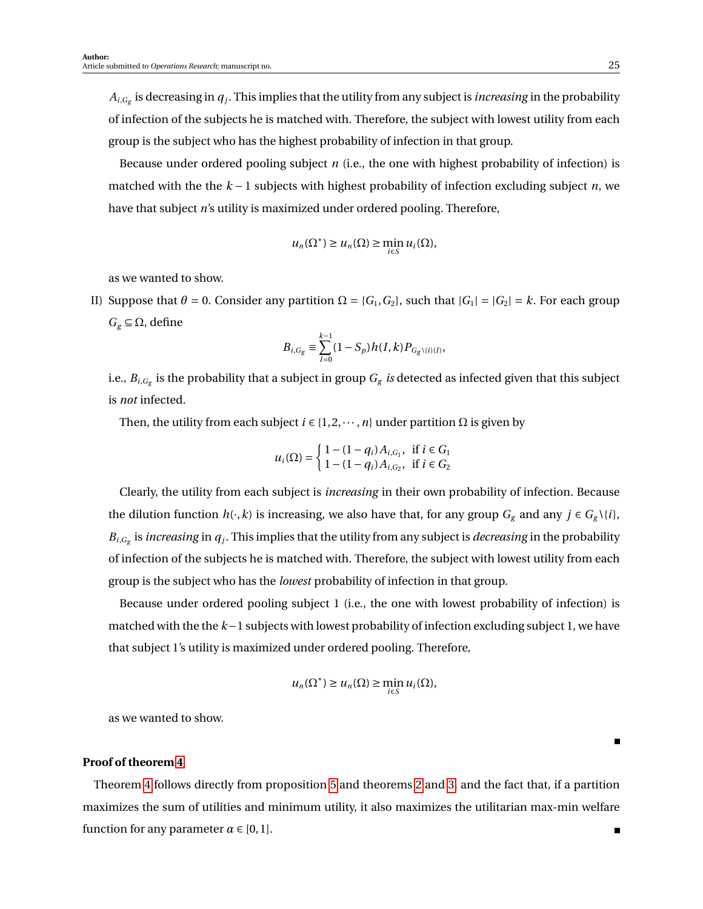$A_{i,G_g}$ is decreasing in $q_j$. This implies that the utility from any subject is *increasing* in the probability of infection of the subjects he is matched with. Therefore, the subject with lowest utility from each group is the subject who has the highest probability of infection in that group.

Because under ordered pooling subject $n$ (i.e., the one with highest probability of infection) is matched with the the $k-1$ subjects with highest probability of infection excluding subject $n$, we have that subject $n$'s utility is maximized under ordered pooling. Therefore,

$$u_n(\Omega^*) \geq u_n(\Omega) \geq \min_{i \in S} u_i(\Omega),$$

as we wanted to show.

II) Suppose that $\theta = 0$. Consider any partition $\Omega = \{G_1, G_2\}$, such that $|G_1| = |G_2| = k$. For each group $G_g \subseteq \Omega$, define

$$B_{i,G_g} \equiv \sum_{I=0}^{k-1} (1 - S_p) h(I,k) P_{G_g \setminus \{i\}(I)},$$

i.e., $B_{i,G_g}$ is the probability that a subject in group $G_g$ *is* detected as infected given that this subject is *not* infected.

Then, the utility from each subject $i \in \{1, 2, \cdots, n\}$ under partition $\Omega$ is given by

$$u_i(\Omega) = \begin{cases} 1 - (1 - q_i) A_{i,G_1}, & \text{if } i \in G_1 \\ 1 - (1 - q_i) A_{i,G_2}, & \text{if } i \in G_2 \end{cases}$$

Clearly, the utility from each subject is *increasing* in their own probability of infection. Because the dilution function $h(\cdot, k)$ is increasing, we also have that, for any group $G_g$ and any $j \in G_g \setminus \{i\}$, $B_{i,G_g}$ is *increasing* in $q_j$. This implies that the utility from any subject is *decreasing* in the probability of infection of the subjects he is matched with. Therefore, the subject with lowest utility from each group is the subject who has the *lowest* probability of infection in that group.

Because under ordered pooling subject 1 (i.e., the one with lowest probability of infection) is matched with the the $k-1$ subjects with lowest probability of infection excluding subject 1, we have that subject 1's utility is maximized under ordered pooling. Therefore,

$$u_n(\Omega^*) \geq u_n(\Omega) \geq \min_{i \in S} u_i(\Omega),$$

as we wanted to show.

■

**Proof of theorem 4**

Theorem 4 follows directly from proposition 5 and theorems 2 and 3, and the fact that, if a partition maximizes the sum of utilities and minimum utility, it also maximizes the utilitarian max-min welfare function for any parameter $\alpha \in [0, 1]$. ■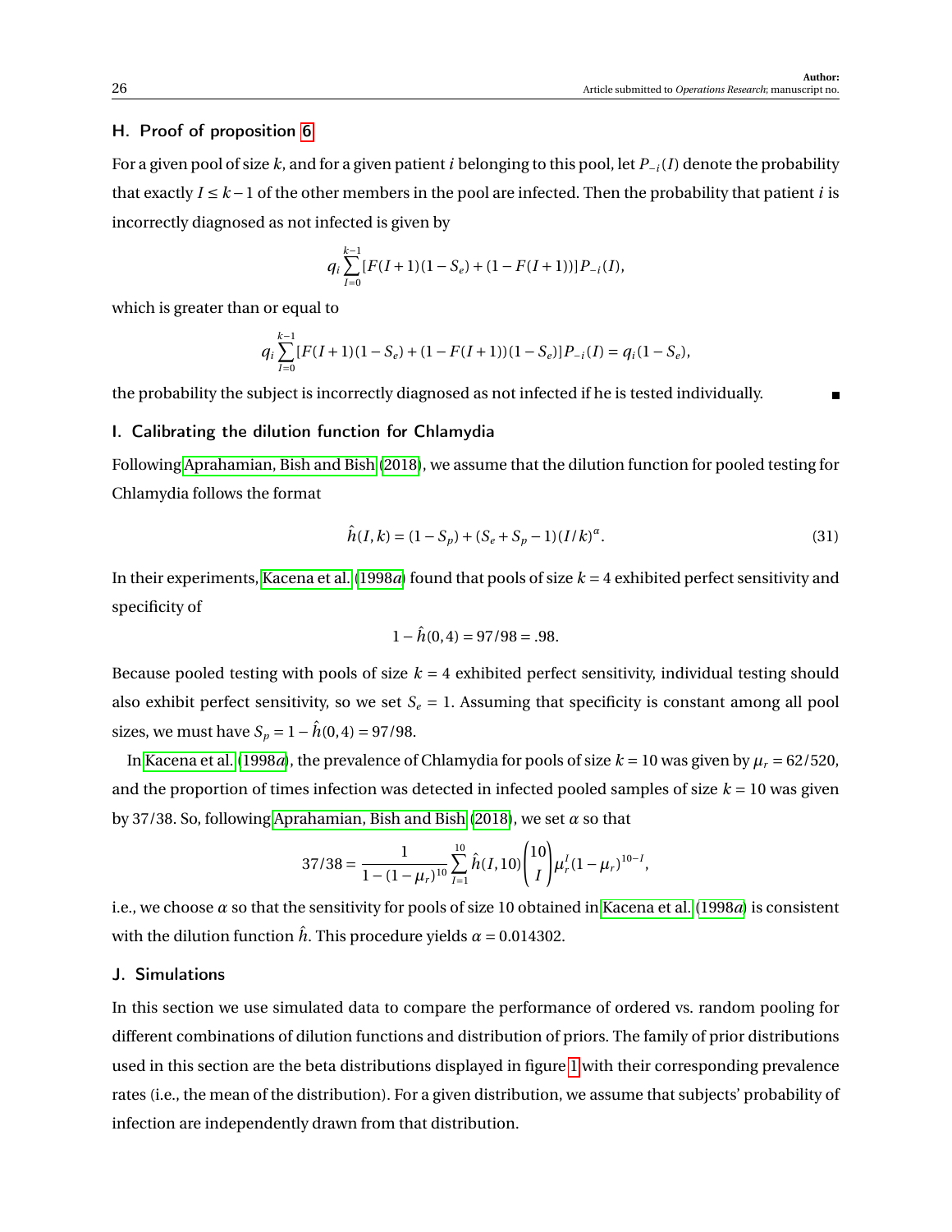## H. Proof of proposition 6

For a given pool of size $k$, and for a given patient $i$ belonging to this pool, let $P_{-i}(I)$ denote the probability that exactly $I \leq k-1$ of the other members in the pool are infected. Then the probability that patient $i$ is incorrectly diagnosed as not infected is given by

$$q_i \sum_{I=0}^{k-1} [F(I+1)(1-S_e) + (1-F(I+1))] P_{-i}(I),$$

which is greater than or equal to

$$q_i \sum_{I=0}^{k-1} [F(I+1)(1-S_e) + (1-F(I+1))(1-S_e)] P_{-i}(I) = q_i(1-S_e),$$

the probability the subject is incorrectly diagnosed as not infected if he is tested individually. ■

## I. Calibrating the dilution function for Chlamydia

Following Aprahamian, Bish and Bish (2018), we assume that the dilution function for pooled testing for Chlamydia follows the format

$$\hat{h}(I,k) = (1-S_p) + (S_e + S_p - 1)(I/k)^{\alpha}. \tag{31}$$

In their experiments, Kacena et al. (1998*a*) found that pools of size $k = 4$ exhibited perfect sensitivity and specificity of

$$1 - \hat{h}(0,4) = 97/98 = .98.$$

Because pooled testing with pools of size $k = 4$ exhibited perfect sensitivity, individual testing should also exhibit perfect sensitivity, so we set $S_e = 1$. Assuming that specificity is constant among all pool sizes, we must have $S_p = 1 - \hat{h}(0,4) = 97/98$.

In Kacena et al. (1998*a*), the prevalence of Chlamydia for pools of size $k = 10$ was given by $\mu_r = 62/520$, and the proportion of times infection was detected in infected pooled samples of size $k = 10$ was given by 37/38. So, following Aprahamian, Bish and Bish (2018), we set $\alpha$ so that

$$37/38 = \frac{1}{1-(1-\mu_r)^{10}} \sum_{I=1}^{10} \hat{h}(I,10) \binom{10}{I} \mu_r^I (1-\mu_r)^{10-I},$$

i.e., we choose $\alpha$ so that the sensitivity for pools of size 10 obtained in Kacena et al. (1998*a*) is consistent with the dilution function $\hat{h}$. This procedure yields $\alpha = 0.014302$.

## J. Simulations

In this section we use simulated data to compare the performance of ordered vs. random pooling for different combinations of dilution functions and distribution of priors. The family of prior distributions used in this section are the beta distributions displayed in figure 1 with their corresponding prevalence rates (i.e., the mean of the distribution). For a given distribution, we assume that subjects' probability of infection are independently drawn from that distribution.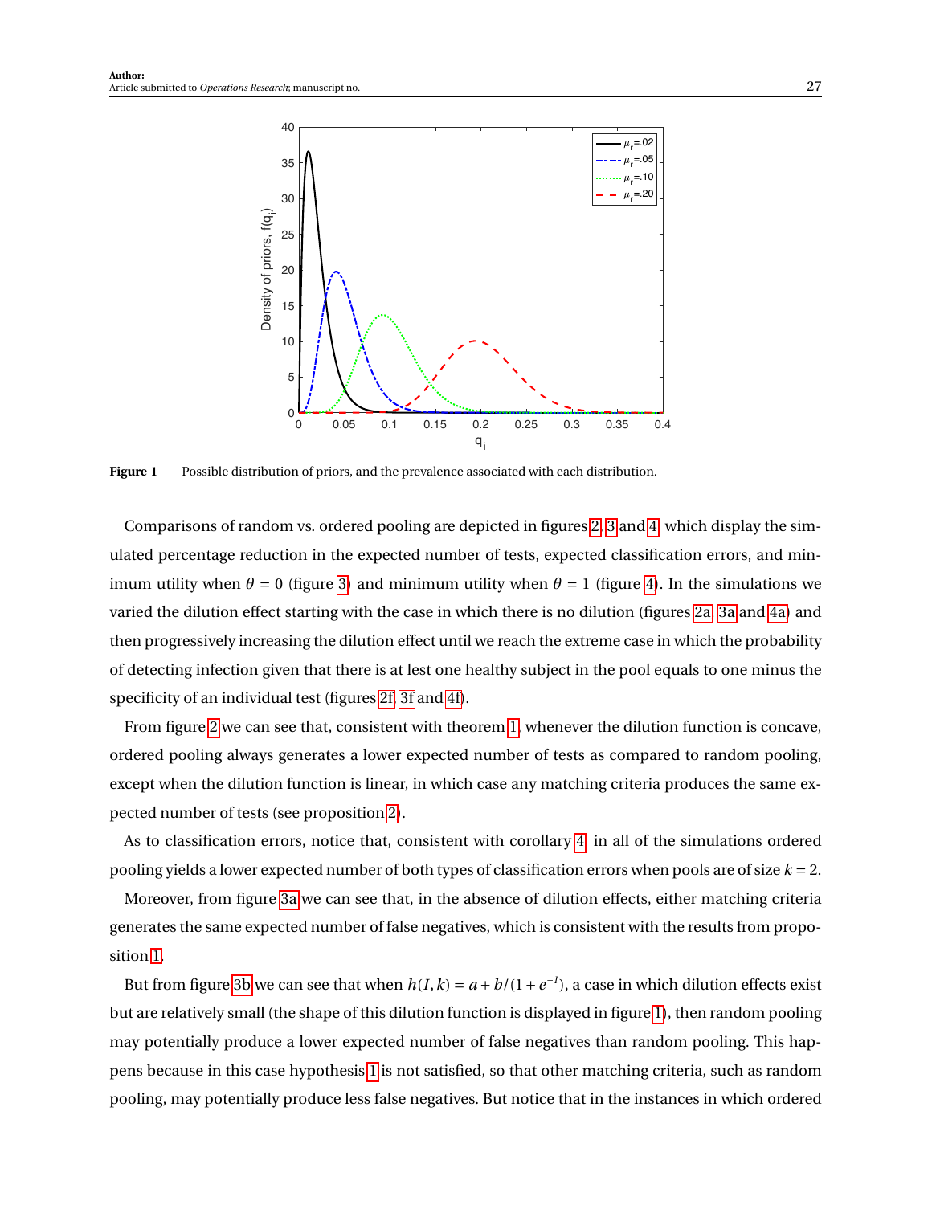**Figure 1** Possible distribution of priors, and the prevalence associated with each distribution.

Comparisons of random vs. ordered pooling are depicted in figures 2, 3 and 4, which display the simulated percentage reduction in the expected number of tests, expected classification errors, and minimum utility when $\theta = 0$ (figure 3) and minimum utility when $\theta = 1$ (figure 4). In the simulations we varied the dilution effect starting with the case in which there is no dilution (figures 2a, 3a and 4a) and then progressively increasing the dilution effect until we reach the extreme case in which the probability of detecting infection given that there is at lest one healthy subject in the pool equals to one minus the specificity of an individual test (figures 2f, 3f and 4f).

From figure 2 we can see that, consistent with theorem 1, whenever the dilution function is concave, ordered pooling always generates a lower expected number of tests as compared to random pooling, except when the dilution function is linear, in which case any matching criteria produces the same expected number of tests (see proposition 2).

As to classification errors, notice that, consistent with corollary 4, in all of the simulations ordered pooling yields a lower expected number of both types of classification errors when pools are of size $k = 2$.

Moreover, from figure 3a we can see that, in the absence of dilution effects, either matching criteria generates the same expected number of false negatives, which is consistent with the results from proposition 1.

But from figure 3b we can see that when $h(I, k) = a + b/(1 + e^{-I})$, a case in which dilution effects exist but are relatively small (the shape of this dilution function is displayed in figure 1), then random pooling may potentially produce a lower expected number of false negatives than random pooling. This happens because in this case hypothesis 1 is not satisfied, so that other matching criteria, such as random pooling, may potentially produce less false negatives. But notice that in the instances in which ordered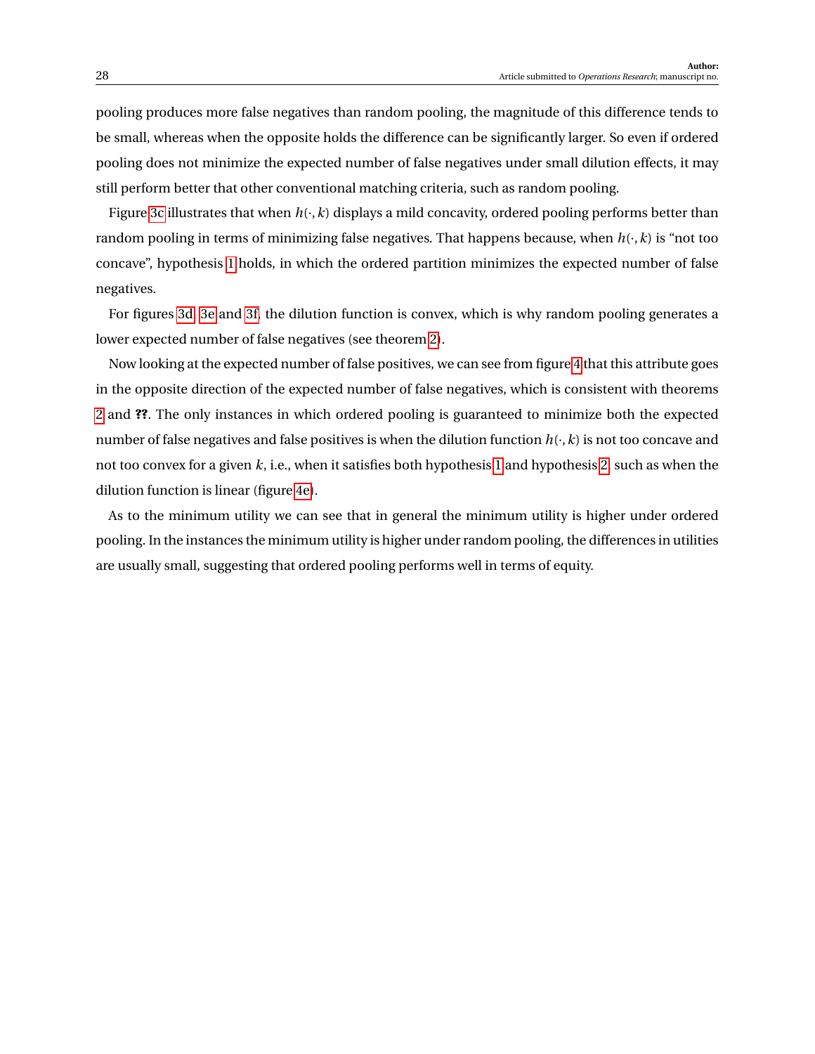pooling produces more false negatives than random pooling, the magnitude of this difference tends to be small, whereas when the opposite holds the difference can be significantly larger. So even if ordered pooling does not minimize the expected number of false negatives under small dilution effects, it may still perform better that other conventional matching criteria, such as random pooling.

Figure 3c illustrates that when $h(\cdot, k)$ displays a mild concavity, ordered pooling performs better than random pooling in terms of minimizing false negatives. That happens because, when $h(\cdot, k)$ is "not too concave", hypothesis 1 holds, in which the ordered partition minimizes the expected number of false negatives.

For figures 3d, 3e and 3f, the dilution function is convex, which is why random pooling generates a lower expected number of false negatives (see theorem 2).

Now looking at the expected number of false positives, we can see from figure 4 that this attribute goes in the opposite direction of the expected number of false negatives, which is consistent with theorems 2 and **??**. The only instances in which ordered pooling is guaranteed to minimize both the expected number of false negatives and false positives is when the dilution function $h(\cdot, k)$ is not too concave and not too convex for a given $k$, i.e., when it satisfies both hypothesis 1 and hypothesis 2, such as when the dilution function is linear (figure 4e).

As to the minimum utility we can see that in general the minimum utility is higher under ordered pooling. In the instances the minimum utility is higher under random pooling, the differences in utilities are usually small, suggesting that ordered pooling performs well in terms of equity.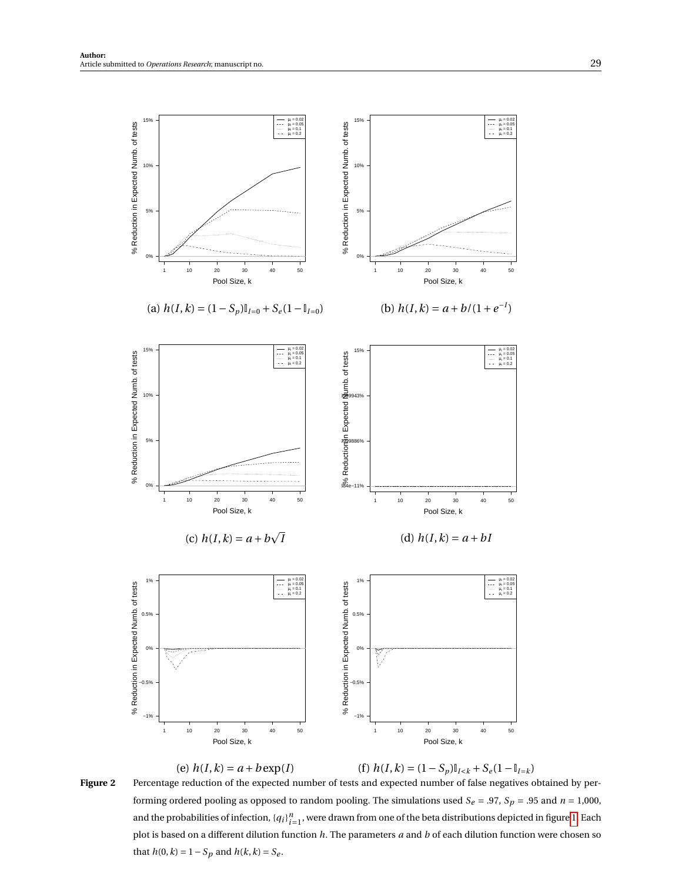(a) $h(I,k) = (1-S_p)\mathbb{I}_{I=0} + S_e(1-\mathbb{I}_{I=0})$

(b) $h(I,k) = a + b/(1+e^{-I})$

(c) $h(I,k) = a + b\sqrt{I}$

(d) $h(I,k) = a + bI$

(e) $h(I,k) = a + b\exp(I)$

(f) $h(I,k) = (1-S_p)\mathbb{I}_{I<k} + S_e(1-\mathbb{I}_{I=k})$

**Figure 2** Percentage reduction of the expected number of tests and expected number of false negatives obtained by performing ordered pooling as opposed to random pooling. The simulations used $S_e = .97$, $S_p = .95$ and $n = 1{,}000$, and the probabilities of infection, $\{q_i\}_{i=1}^{n}$, were drawn from one of the beta distributions depicted in figure 1. Each plot is based on a different dilution function $h$. The parameters $a$ and $b$ of each dilution function were chosen so that $h(0,k) = 1 - S_p$ and $h(k,k) = S_e$.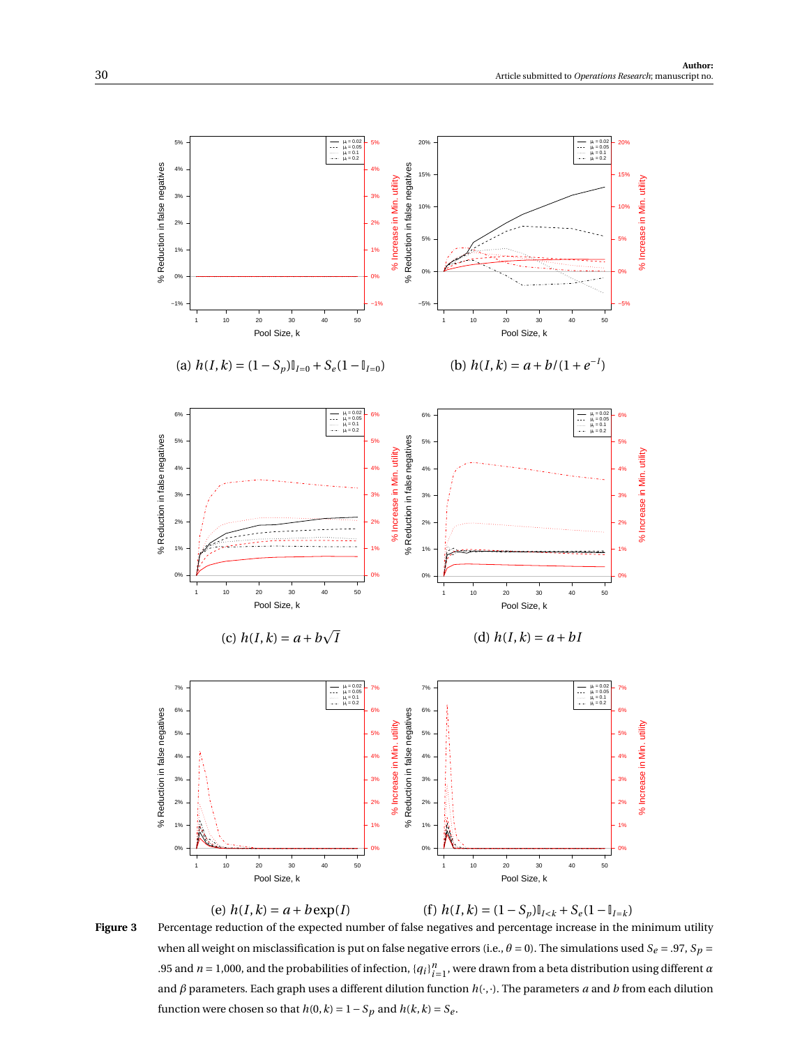(a) $h(I,k) = (1-S_p)\mathbb{1}_{I=0} + S_e(1-\mathbb{1}_{I=0})$

(b) $h(I,k) = a + b/(1+e^{-I})$

(c) $h(I,k) = a + b\sqrt{I}$

(d) $h(I,k) = a + bI$

(e) $h(I,k) = a + b\exp(I)$

(f) $h(I,k) = (1-S_p)\mathbb{1}_{I<k} + S_e(1-\mathbb{1}_{I=k})$

**Figure 3** Percentage reduction of the expected number of false negatives and percentage increase in the minimum utility when all weight on misclassification is put on false negative errors (i.e., $\theta = 0$). The simulations used $S_e = .97$, $S_p = .95$ and $n = 1{,}000$, and the probabilities of infection, $\{q_i\}_{i=1}^{n}$, were drawn from a beta distribution using different $\alpha$ and $\beta$ parameters. Each graph uses a different dilution function $h(\cdot,\cdot)$. The parameters $a$ and $b$ from each dilution function were chosen so that $h(0,k) = 1 - S_p$ and $h(k,k) = S_e$.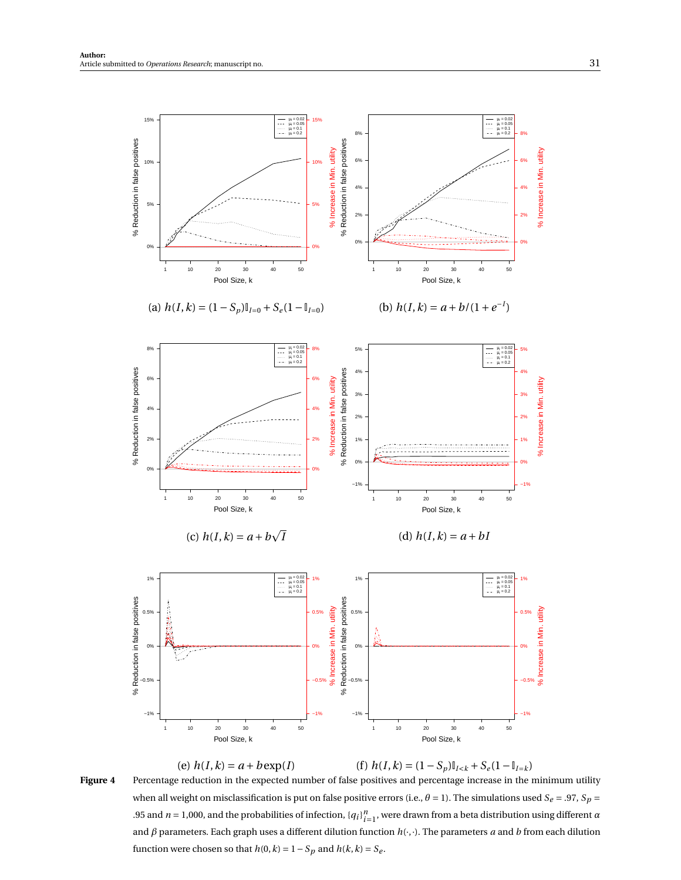% Reduction in false positives

% Increase in Min. utility

Pool Size, k

μ = 0.02
μ = 0.05
μ = 0.1
μ = 0.2

(a) $h(I,k) = (1-S_p)\mathbb{1}_{I=0} + S_e(1-\mathbb{1}_{I=0})$

(b) $h(I,k) = a + b/(1+e^{-I})$

(c) $h(I,k) = a + b\sqrt{I}$

(d) $h(I,k) = a + bI$

(e) $h(I,k) = a + b\exp(I)$

(f) $h(I,k) = (1-S_p)\mathbb{1}_{I<k} + S_e(1-\mathbb{1}_{I=k})$

**Figure 4** Percentage reduction in the expected number of false positives and percentage increase in the minimum utility when all weight on misclassification is put on false positive errors (i.e., $\theta = 1$). The simulations used $S_e = .97$, $S_p = .95$ and $n = 1{,}000$, and the probabilities of infection, $\{q_i\}_{i=1}^n$, were drawn from a beta distribution using different $\alpha$ and $\beta$ parameters. Each graph uses a different dilution function $h(\cdot,\cdot)$. The parameters $a$ and $b$ from each dilution function were chosen so that $h(0,k) = 1 - S_p$ and $h(k,k) = S_e$.